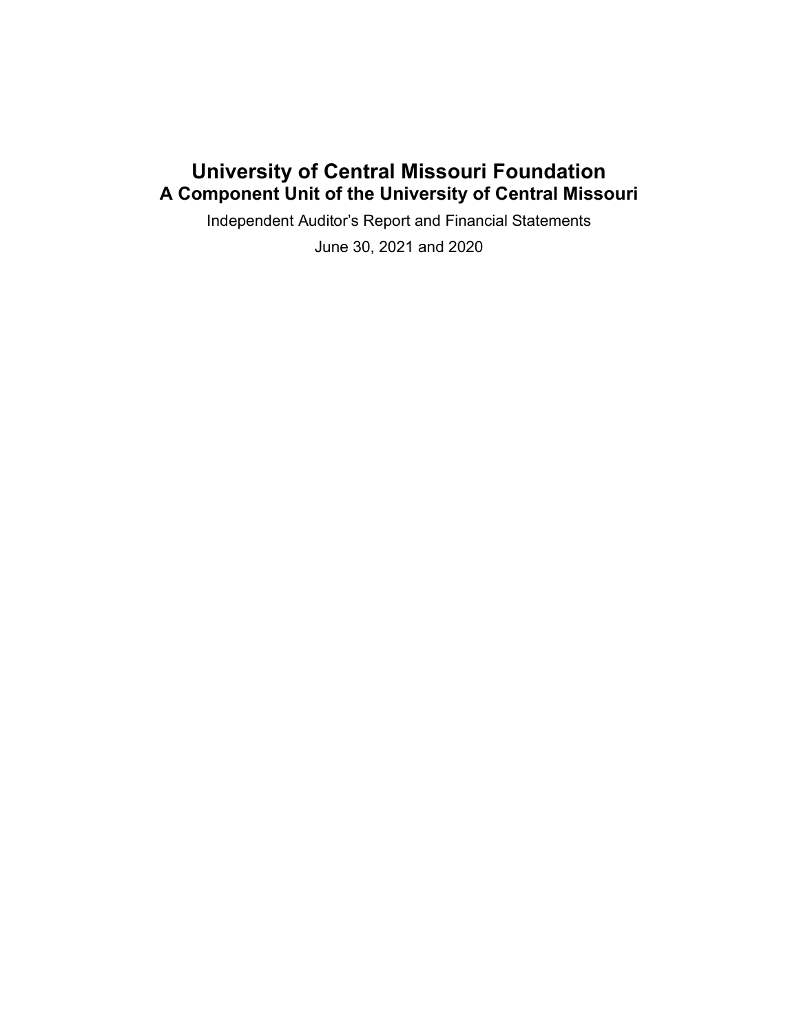# University of Central Missouri Foundation

## A Component Unit of the University of Central Missouri

Independent Auditor's Report and Financial Statements

June 30, 2021 and 2020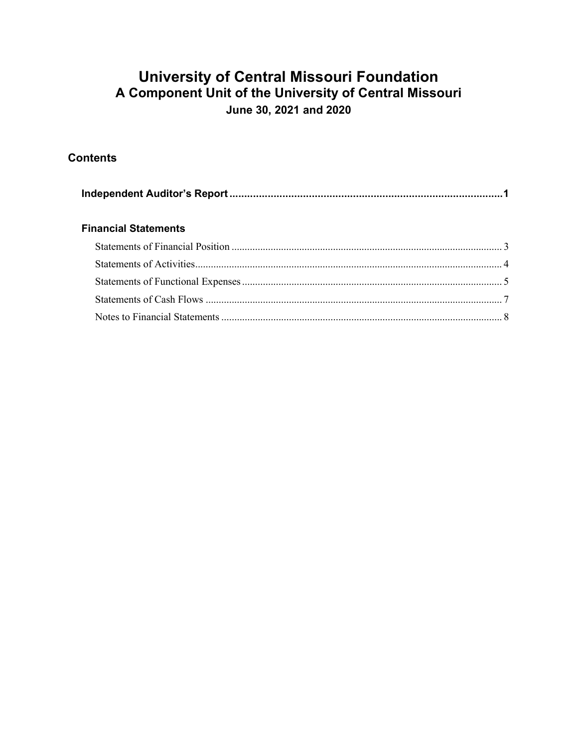# University of Central Missouri Foundation
## A Component Unit of the University of Central Missouri
### June 30, 2021 and 2020

## Contents

**Independent Auditor's Report** .......... 1

**Financial Statements**

Statements of Financial Position .......... 3

Statements of Activities .......... 4

Statements of Functional Expenses .......... 5

Statements of Cash Flows .......... 7

Notes to Financial Statements .......... 8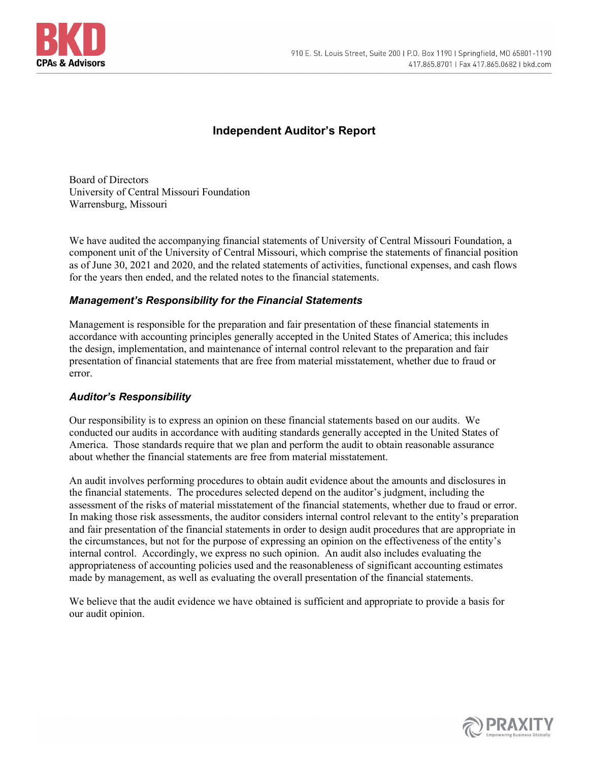# Independent Auditor's Report

Board of Directors
University of Central Missouri Foundation
Warrensburg, Missouri

We have audited the accompanying financial statements of University of Central Missouri Foundation, a component unit of the University of Central Missouri, which comprise the statements of financial position as of June 30, 2021 and 2020, and the related statements of activities, functional expenses, and cash flows for the years then ended, and the related notes to the financial statements.

### *Management's Responsibility for the Financial Statements*

Management is responsible for the preparation and fair presentation of these financial statements in accordance with accounting principles generally accepted in the United States of America; this includes the design, implementation, and maintenance of internal control relevant to the preparation and fair presentation of financial statements that are free from material misstatement, whether due to fraud or error.

### *Auditor's Responsibility*

Our responsibility is to express an opinion on these financial statements based on our audits. We conducted our audits in accordance with auditing standards generally accepted in the United States of America. Those standards require that we plan and perform the audit to obtain reasonable assurance about whether the financial statements are free from material misstatement.

An audit involves performing procedures to obtain audit evidence about the amounts and disclosures in the financial statements. The procedures selected depend on the auditor's judgment, including the assessment of the risks of material misstatement of the financial statements, whether due to fraud or error. In making those risk assessments, the auditor considers internal control relevant to the entity's preparation and fair presentation of the financial statements in order to design audit procedures that are appropriate in the circumstances, but not for the purpose of expressing an opinion on the effectiveness of the entity's internal control. Accordingly, we express no such opinion. An audit also includes evaluating the appropriateness of accounting policies used and the reasonableness of significant accounting estimates made by management, as well as evaluating the overall presentation of the financial statements.

We believe that the audit evidence we have obtained is sufficient and appropriate to provide a basis for our audit opinion.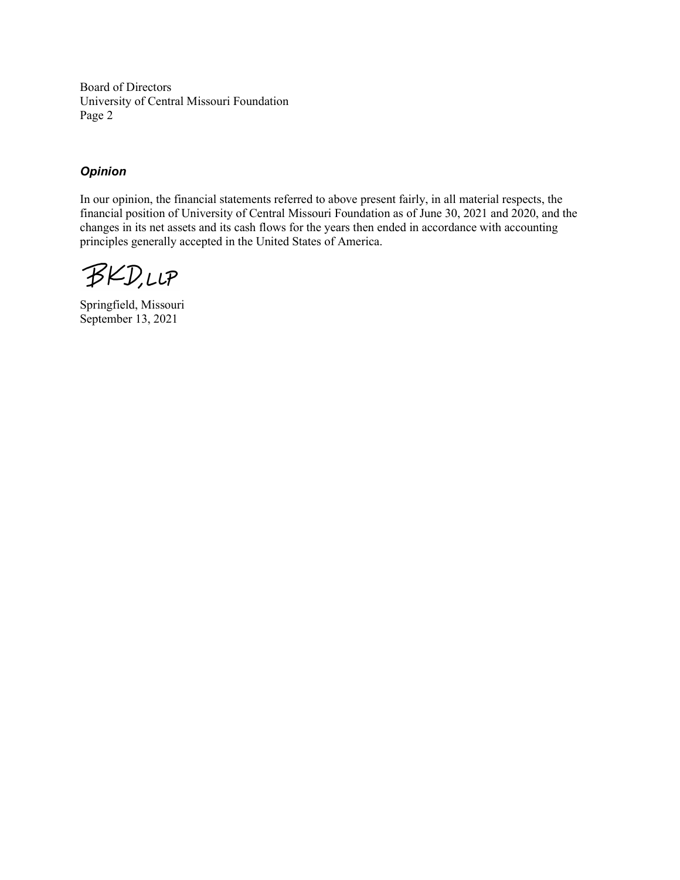Board of Directors
University of Central Missouri Foundation
Page 2

### *Opinion*

In our opinion, the financial statements referred to above present fairly, in all material respects, the financial position of University of Central Missouri Foundation as of June 30, 2021 and 2020, and the changes in its net assets and its cash flows for the years then ended in accordance with accounting principles generally accepted in the United States of America.

BKD, LLP

Springfield, Missouri
September 13, 2021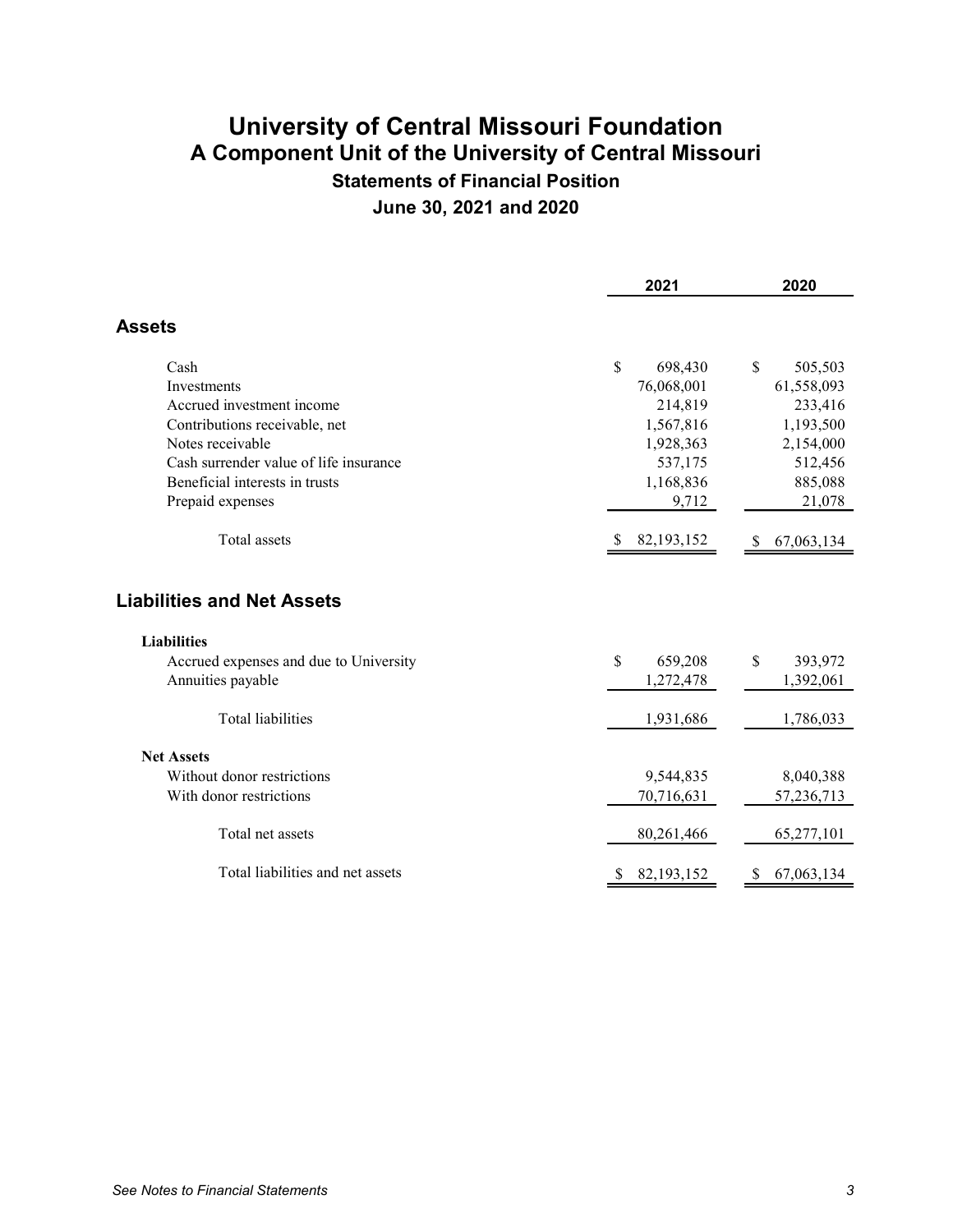# University of Central Missouri Foundation

## A Component Unit of the University of Central Missouri

### Statements of Financial Position

### June 30, 2021 and 2020

| | 2021 | 2020 |
|---|---|---|
| **Assets** | | |
| Cash | $ 698,430 | $ 505,503 |
| Investments | 76,068,001 | 61,558,093 |
| Accrued investment income | 214,819 | 233,416 |
| Contributions receivable, net | 1,567,816 | 1,193,500 |
| Notes receivable | 1,928,363 | 2,154,000 |
| Cash surrender value of life insurance | 537,175 | 512,456 |
| Beneficial interests in trusts | 1,168,836 | 885,088 |
| Prepaid expenses | 9,712 | 21,078 |
| Total assets | $ 82,193,152 | $ 67,063,134 |
| **Liabilities and Net Assets** | | |
| **Liabilities** | | |
| Accrued expenses and due to University | $ 659,208 | $ 393,972 |
| Annuities payable | 1,272,478 | 1,392,061 |
| Total liabilities | 1,931,686 | 1,786,033 |
| **Net Assets** | | |
| Without donor restrictions | 9,544,835 | 8,040,388 |
| With donor restrictions | 70,716,631 | 57,236,713 |
| Total net assets | 80,261,466 | 65,277,101 |
| Total liabilities and net assets | $ 82,193,152 | $ 67,063,134 |

*See Notes to Financial Statements*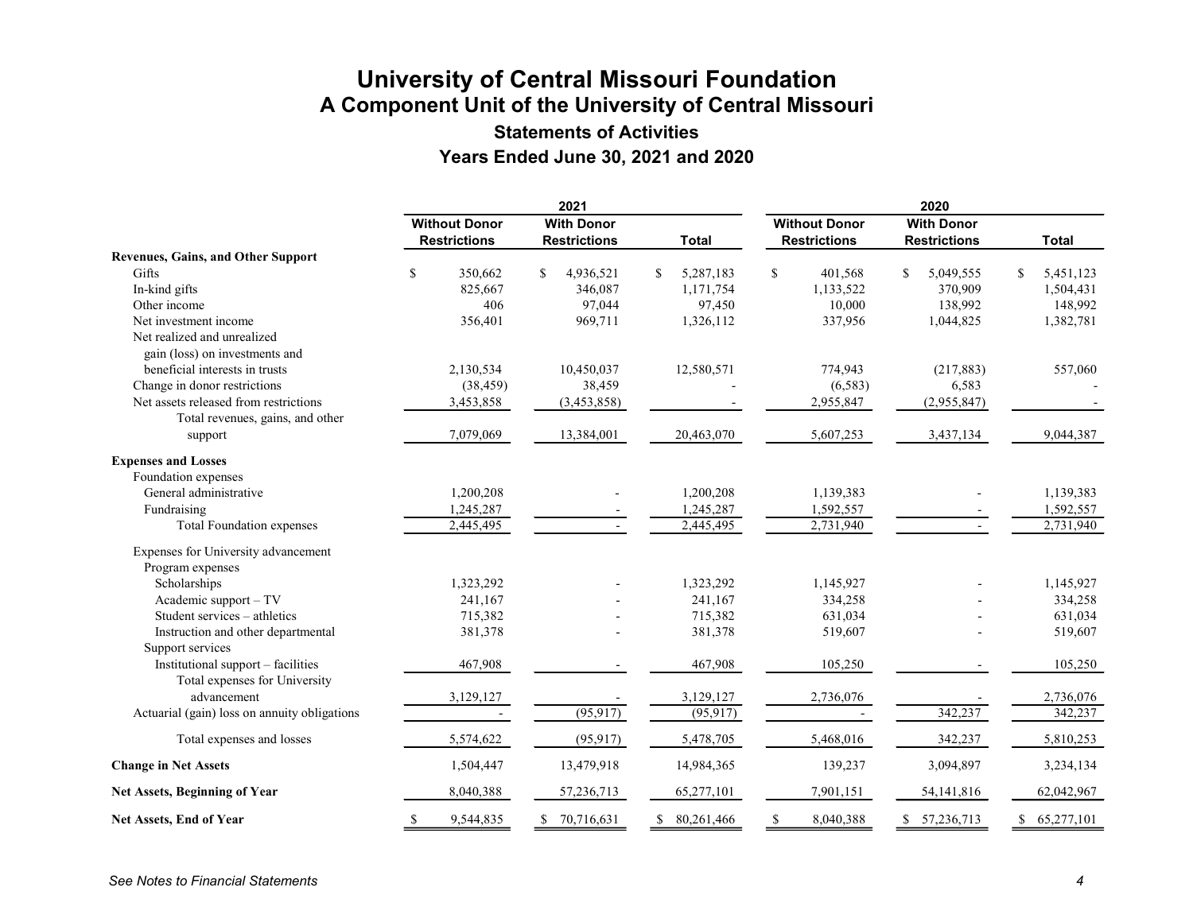# University of Central Missouri Foundation

## A Component Unit of the University of Central Missouri

### Statements of Activities

### Years Ended June 30, 2021 and 2020

| | 2021 | | | 2020 | | |
|---|---|---|---|---|---|---|
| | Without Donor Restrictions | With Donor Restrictions | Total | Without Donor Restrictions | With Donor Restrictions | Total |
| **Revenues, Gains, and Other Support** | | | | | | |
| Gifts | $ 350,662 | $ 4,936,521 | $ 5,287,183 | $ 401,568 | $ 5,049,555 | $ 5,451,123 |
| In-kind gifts | 825,667 | 346,087 | 1,171,754 | 1,133,522 | 370,909 | 1,504,431 |
| Other income | 406 | 97,044 | 97,450 | 10,000 | 138,992 | 148,992 |
| Net investment income | 356,401 | 969,711 | 1,326,112 | 337,956 | 1,044,825 | 1,382,781 |
| Net realized and unrealized gain (loss) on investments and beneficial interests in trusts | 2,130,534 | 10,450,037 | 12,580,571 | 774,943 | (217,883) | 557,060 |
| Change in donor restrictions | (38,459) | 38,459 | - | (6,583) | 6,583 | - |
| Net assets released from restrictions | 3,453,858 | (3,453,858) | - | 2,955,847 | (2,955,847) | - |
| Total revenues, gains, and other support | 7,079,069 | 13,384,001 | 20,463,070 | 5,607,253 | 3,437,134 | 9,044,387 |
| **Expenses and Losses** | | | | | | |
| Foundation expenses | | | | | | |
| General administrative | 1,200,208 | - | 1,200,208 | 1,139,383 | - | 1,139,383 |
| Fundraising | 1,245,287 | - | 1,245,287 | 1,592,557 | - | 1,592,557 |
| Total Foundation expenses | 2,445,495 | - | 2,445,495 | 2,731,940 | - | 2,731,940 |
| Expenses for University advancement | | | | | | |
| Program expenses | | | | | | |
| Scholarships | 1,323,292 | - | 1,323,292 | 1,145,927 | - | 1,145,927 |
| Academic support – TV | 241,167 | - | 241,167 | 334,258 | - | 334,258 |
| Student services – athletics | 715,382 | - | 715,382 | 631,034 | - | 631,034 |
| Instruction and other departmental | 381,378 | - | 381,378 | 519,607 | - | 519,607 |
| Support services | | | | | | |
| Institutional support – facilities | 467,908 | - | 467,908 | 105,250 | - | 105,250 |
| Total expenses for University advancement | 3,129,127 | - | 3,129,127 | 2,736,076 | - | 2,736,076 |
| Actuarial (gain) loss on annuity obligations | - | (95,917) | (95,917) | - | 342,237 | 342,237 |
| Total expenses and losses | 5,574,622 | (95,917) | 5,478,705 | 5,468,016 | 342,237 | 5,810,253 |
| **Change in Net Assets** | 1,504,447 | 13,479,918 | 14,984,365 | 139,237 | 3,094,897 | 3,234,134 |
| **Net Assets, Beginning of Year** | 8,040,388 | 57,236,713 | 65,277,101 | 7,901,151 | 54,141,816 | 62,042,967 |
| **Net Assets, End of Year** | $ 9,544,835 | $ 70,716,631 | $ 80,261,466 | $ 8,040,388 | $ 57,236,713 | $ 65,277,101 |

*See Notes to Financial Statements*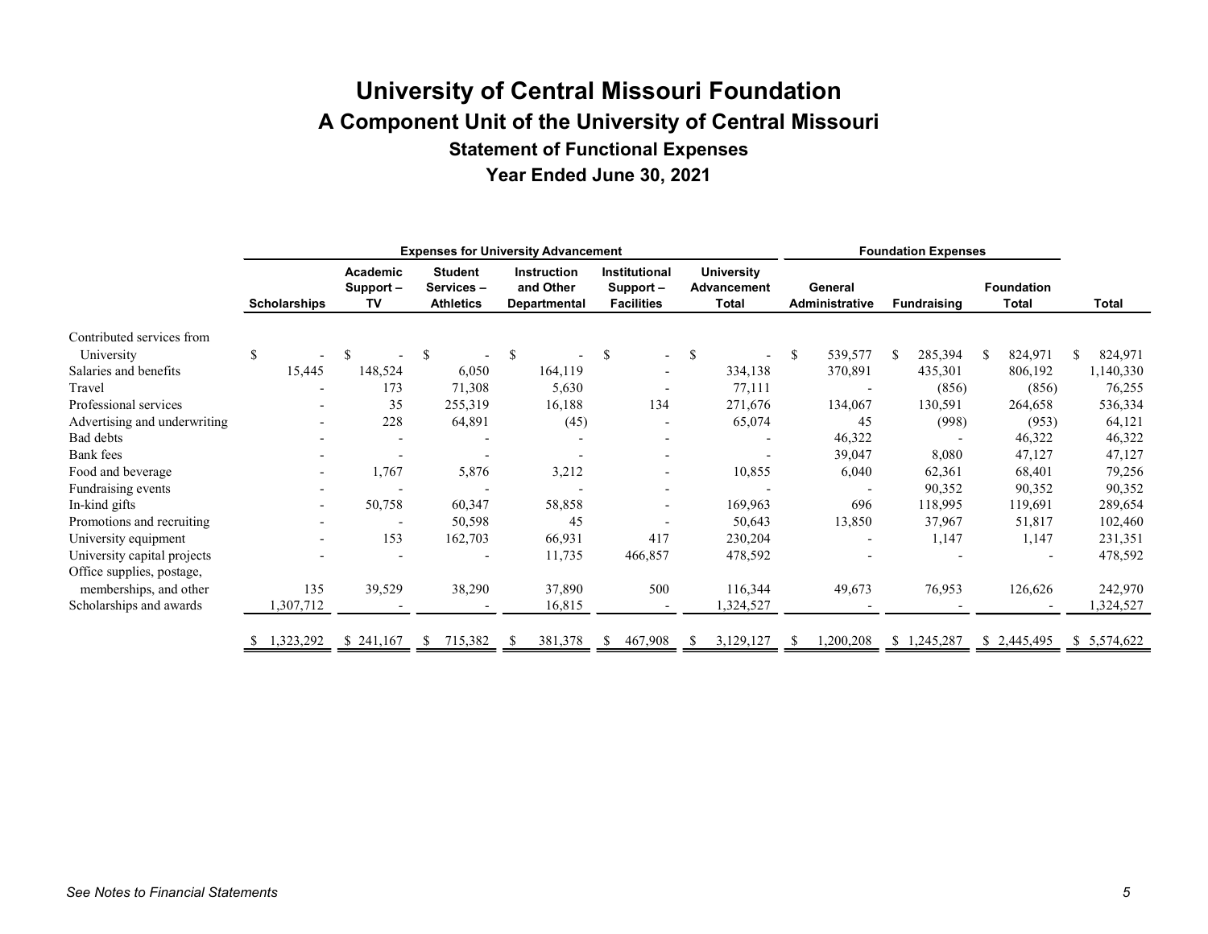# University of Central Missouri Foundation

## A Component Unit of the University of Central Missouri

### Statement of Functional Expenses

### Year Ended June 30, 2021

| | Expenses for University Advancement | | | | | | Foundation Expenses | | | |
|---|---|---|---|---|---|---|---|---|---|---|
| | Scholarships | Academic Support – TV | Student Services – Athletics | Instruction and Other Departmental | Institutional Support – Facilities | University Advancement Total | General Administrative | Fundraising | Foundation Total | Total |
| Contributed services from University | $ - | $ - | $ - | $ - | $ - | $ - | $ 539,577 | $ 285,394 | $ 824,971 | $ 824,971 |
| Salaries and benefits | 15,445 | 148,524 | 6,050 | 164,119 | - | 334,138 | 370,891 | 435,301 | 806,192 | 1,140,330 |
| Travel | - | 173 | 71,308 | 5,630 | - | 77,111 | - | (856) | (856) | 76,255 |
| Professional services | - | 35 | 255,319 | 16,188 | 134 | 271,676 | 134,067 | 130,591 | 264,658 | 536,334 |
| Advertising and underwriting | - | 228 | 64,891 | (45) | - | 65,074 | 45 | (998) | (953) | 64,121 |
| Bad debts | - | - | - | - | - | - | 46,322 | - | 46,322 | 46,322 |
| Bank fees | - | - | - | - | - | - | 39,047 | 8,080 | 47,127 | 47,127 |
| Food and beverage | - | 1,767 | 5,876 | 3,212 | - | 10,855 | 6,040 | 62,361 | 68,401 | 79,256 |
| Fundraising events | - | - | - | - | - | - | - | 90,352 | 90,352 | 90,352 |
| In-kind gifts | - | 50,758 | 60,347 | 58,858 | - | 169,963 | 696 | 118,995 | 119,691 | 289,654 |
| Promotions and recruiting | - | - | 50,598 | 45 | - | 50,643 | 13,850 | 37,967 | 51,817 | 102,460 |
| University equipment | - | 153 | 162,703 | 66,931 | 417 | 230,204 | - | 1,147 | 1,147 | 231,351 |
| University capital projects | - | - | - | 11,735 | 466,857 | 478,592 | - | - | - | 478,592 |
| Office supplies, postage, memberships, and other | 135 | 39,529 | 38,290 | 37,890 | 500 | 116,344 | 49,673 | 76,953 | 126,626 | 242,970 |
| Scholarships and awards | 1,307,712 | - | - | 16,815 | - | 1,324,527 | - | - | - | 1,324,527 |
| | $ 1,323,292 | $ 241,167 | $ 715,382 | $ 381,378 | $ 467,908 | $ 3,129,127 | $ 1,200,208 | $ 1,245,287 | $ 2,445,495 | $ 5,574,622 |

*See Notes to Financial Statements*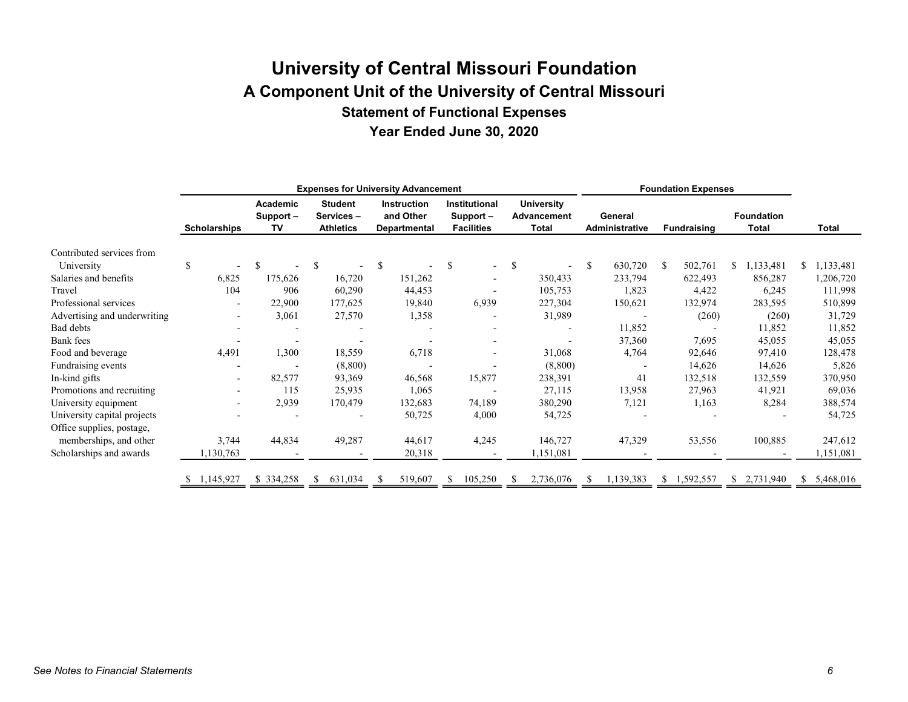# University of Central Missouri Foundation

## A Component Unit of the University of Central Missouri

### Statement of Functional Expenses

### Year Ended June 30, 2020

| | Expenses for University Advancement | | | | | | Foundation Expenses | | | |
|---|---|---|---|---|---|---|---|---|---|---|
| | Scholarships | Academic Support – TV | Student Services – Athletics | Instruction and Other Departmental | Institutional Support – Facilities | University Advancement Total | General Administrative | Fundraising | Foundation Total | Total |
| Contributed services from University | $ - | $ - | $ - | $ - | $ - | $ - | $ 630,720 | $ 502,761 | $ 1,133,481 | $ 1,133,481 |
| Salaries and benefits | 6,825 | 175,626 | 16,720 | 151,262 | - | 350,433 | 233,794 | 622,493 | 856,287 | 1,206,720 |
| Travel | 104 | 906 | 60,290 | 44,453 | - | 105,753 | 1,823 | 4,422 | 6,245 | 111,998 |
| Professional services | - | 22,900 | 177,625 | 19,840 | 6,939 | 227,304 | 150,621 | 132,974 | 283,595 | 510,899 |
| Advertising and underwriting | - | 3,061 | 27,570 | 1,358 | - | 31,989 | - | (260) | (260) | 31,729 |
| Bad debts | - | - | - | - | - | - | 11,852 | - | 11,852 | 11,852 |
| Bank fees | - | - | - | - | - | - | 37,360 | 7,695 | 45,055 | 45,055 |
| Food and beverage | 4,491 | 1,300 | 18,559 | 6,718 | - | 31,068 | 4,764 | 92,646 | 97,410 | 128,478 |
| Fundraising events | - | - | (8,800) | - | - | (8,800) | - | 14,626 | 14,626 | 5,826 |
| In-kind gifts | - | 82,577 | 93,369 | 46,568 | 15,877 | 238,391 | 41 | 132,518 | 132,559 | 370,950 |
| Promotions and recruiting | - | 115 | 25,935 | 1,065 | - | 27,115 | 13,958 | 27,963 | 41,921 | 69,036 |
| University equipment | - | 2,939 | 170,479 | 132,683 | 74,189 | 380,290 | 7,121 | 1,163 | 8,284 | 388,574 |
| University capital projects | - | - | - | 50,725 | 4,000 | 54,725 | - | - | - | 54,725 |
| Office supplies, postage, memberships, and other | 3,744 | 44,834 | 49,287 | 44,617 | 4,245 | 146,727 | 47,329 | 53,556 | 100,885 | 247,612 |
| Scholarships and awards | 1,130,763 | - | - | 20,318 | - | 1,151,081 | - | - | - | 1,151,081 |
| | $ 1,145,927 | $ 334,258 | $ 631,034 | $ 519,607 | $ 105,250 | $ 2,736,076 | $ 1,139,383 | $ 1,592,557 | $ 2,731,940 | $ 5,468,016 |

*See Notes to Financial Statements*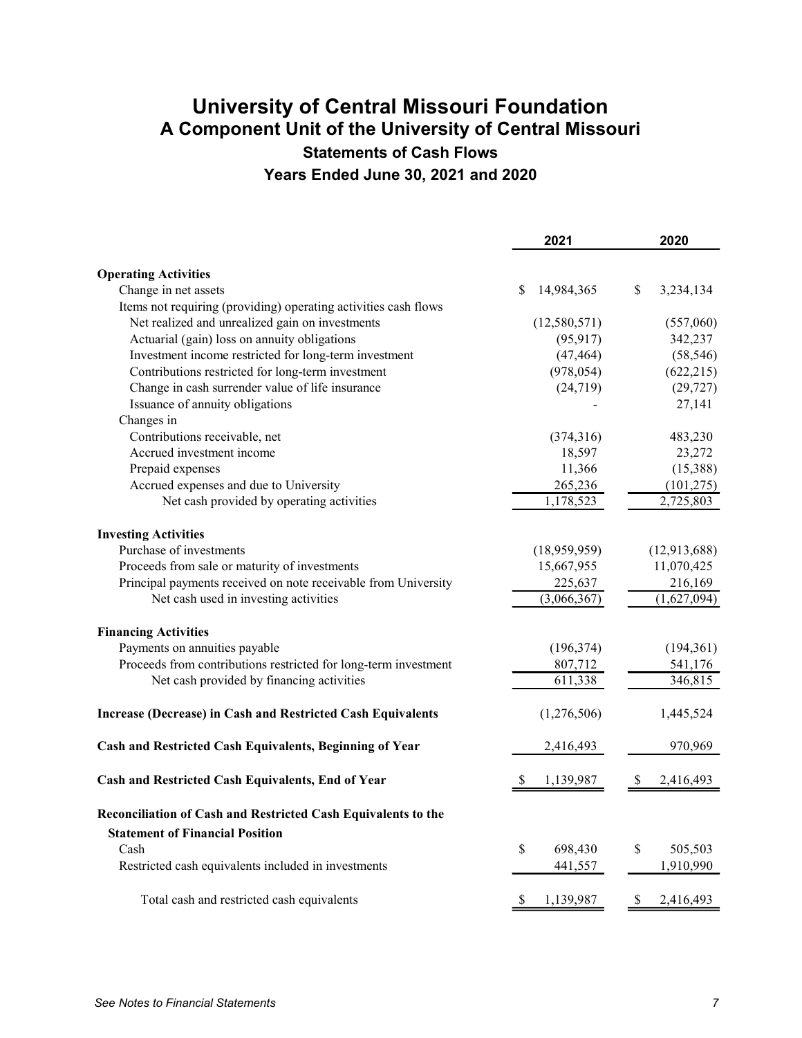# University of Central Missouri Foundation
## A Component Unit of the University of Central Missouri
### Statements of Cash Flows
### Years Ended June 30, 2021 and 2020

| | 2021 | 2020 |
|---|---|---|
| **Operating Activities** | | |
| Change in net assets | $ 14,984,365 | $ 3,234,134 |
| Items not requiring (providing) operating activities cash flows | | |
| Net realized and unrealized gain on investments | (12,580,571) | (557,060) |
| Actuarial (gain) loss on annuity obligations | (95,917) | 342,237 |
| Investment income restricted for long-term investment | (47,464) | (58,546) |
| Contributions restricted for long-term investment | (978,054) | (622,215) |
| Change in cash surrender value of life insurance | (24,719) | (29,727) |
| Issuance of annuity obligations | - | 27,141 |
| Changes in | | |
| Contributions receivable, net | (374,316) | 483,230 |
| Accrued investment income | 18,597 | 23,272 |
| Prepaid expenses | 11,366 | (15,388) |
| Accrued expenses and due to University | 265,236 | (101,275) |
| Net cash provided by operating activities | 1,178,523 | 2,725,803 |
| **Investing Activities** | | |
| Purchase of investments | (18,959,959) | (12,913,688) |
| Proceeds from sale or maturity of investments | 15,667,955 | 11,070,425 |
| Principal payments received on note receivable from University | 225,637 | 216,169 |
| Net cash used in investing activities | (3,066,367) | (1,627,094) |
| **Financing Activities** | | |
| Payments on annuities payable | (196,374) | (194,361) |
| Proceeds from contributions restricted for long-term investment | 807,712 | 541,176 |
| Net cash provided by financing activities | 611,338 | 346,815 |
| **Increase (Decrease) in Cash and Restricted Cash Equivalents** | (1,276,506) | 1,445,524 |
| **Cash and Restricted Cash Equivalents, Beginning of Year** | 2,416,493 | 970,969 |
| **Cash and Restricted Cash Equivalents, End of Year** | $ 1,139,987 | $ 2,416,493 |
| **Reconciliation of Cash and Restricted Cash Equivalents to the Statement of Financial Position** | | |
| Cash | $ 698,430 | $ 505,503 |
| Restricted cash equivalents included in investments | 441,557 | 1,910,990 |
| Total cash and restricted cash equivalents | $ 1,139,987 | $ 2,416,493 |

*See Notes to Financial Statements*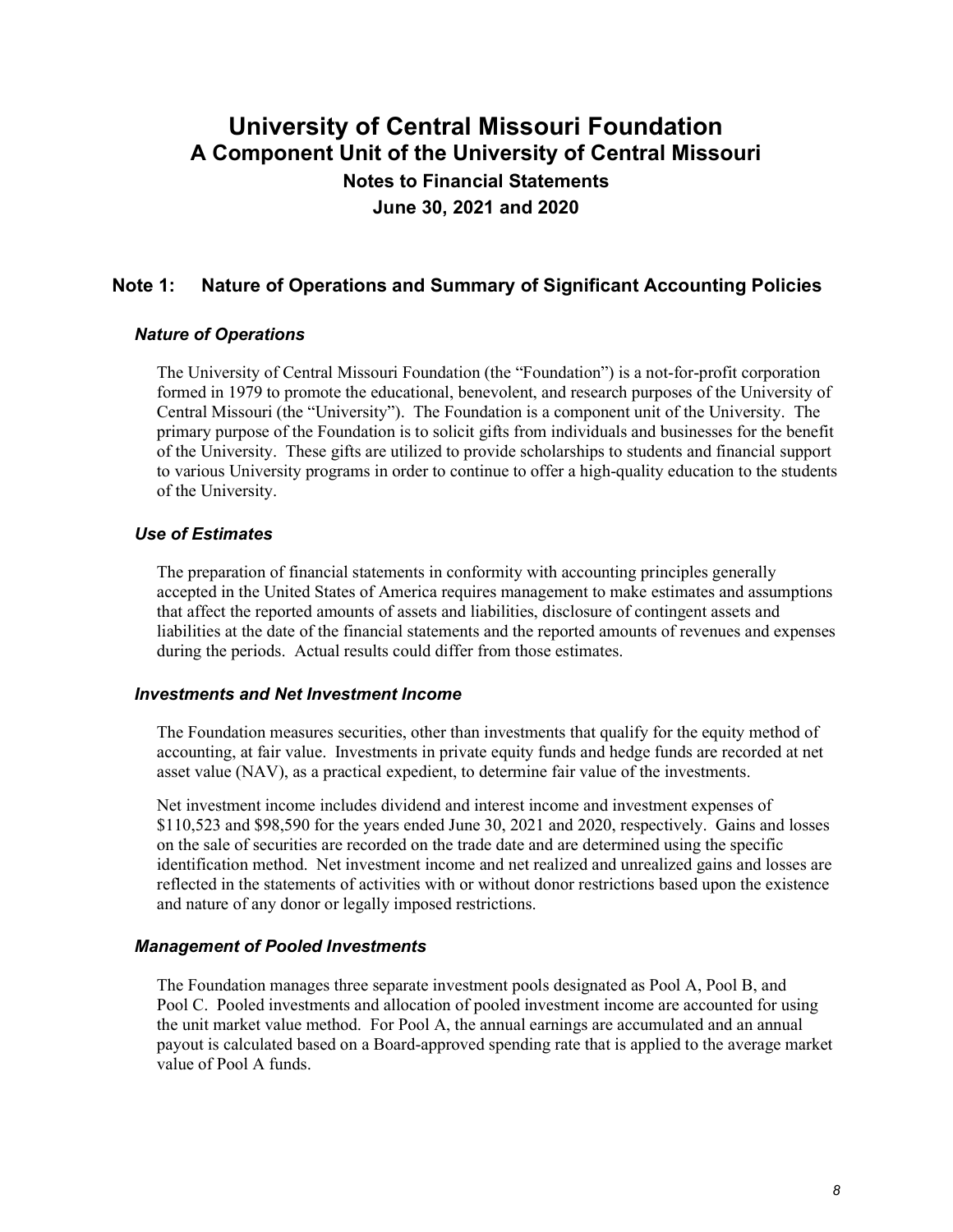# University of Central Missouri Foundation
## A Component Unit of the University of Central Missouri
### Notes to Financial Statements
### June 30, 2021 and 2020

## Note 1: Nature of Operations and Summary of Significant Accounting Policies

### *Nature of Operations*

The University of Central Missouri Foundation (the "Foundation") is a not-for-profit corporation formed in 1979 to promote the educational, benevolent, and research purposes of the University of Central Missouri (the "University"). The Foundation is a component unit of the University. The primary purpose of the Foundation is to solicit gifts from individuals and businesses for the benefit of the University. These gifts are utilized to provide scholarships to students and financial support to various University programs in order to continue to offer a high-quality education to the students of the University.

### *Use of Estimates*

The preparation of financial statements in conformity with accounting principles generally accepted in the United States of America requires management to make estimates and assumptions that affect the reported amounts of assets and liabilities, disclosure of contingent assets and liabilities at the date of the financial statements and the reported amounts of revenues and expenses during the periods. Actual results could differ from those estimates.

### *Investments and Net Investment Income*

The Foundation measures securities, other than investments that qualify for the equity method of accounting, at fair value. Investments in private equity funds and hedge funds are recorded at net asset value (NAV), as a practical expedient, to determine fair value of the investments.

Net investment income includes dividend and interest income and investment expenses of $110,523 and $98,590 for the years ended June 30, 2021 and 2020, respectively. Gains and losses on the sale of securities are recorded on the trade date and are determined using the specific identification method. Net investment income and net realized and unrealized gains and losses are reflected in the statements of activities with or without donor restrictions based upon the existence and nature of any donor or legally imposed restrictions.

### *Management of Pooled Investments*

The Foundation manages three separate investment pools designated as Pool A, Pool B, and Pool C. Pooled investments and allocation of pooled investment income are accounted for using the unit market value method. For Pool A, the annual earnings are accumulated and an annual payout is calculated based on a Board-approved spending rate that is applied to the average market value of Pool A funds.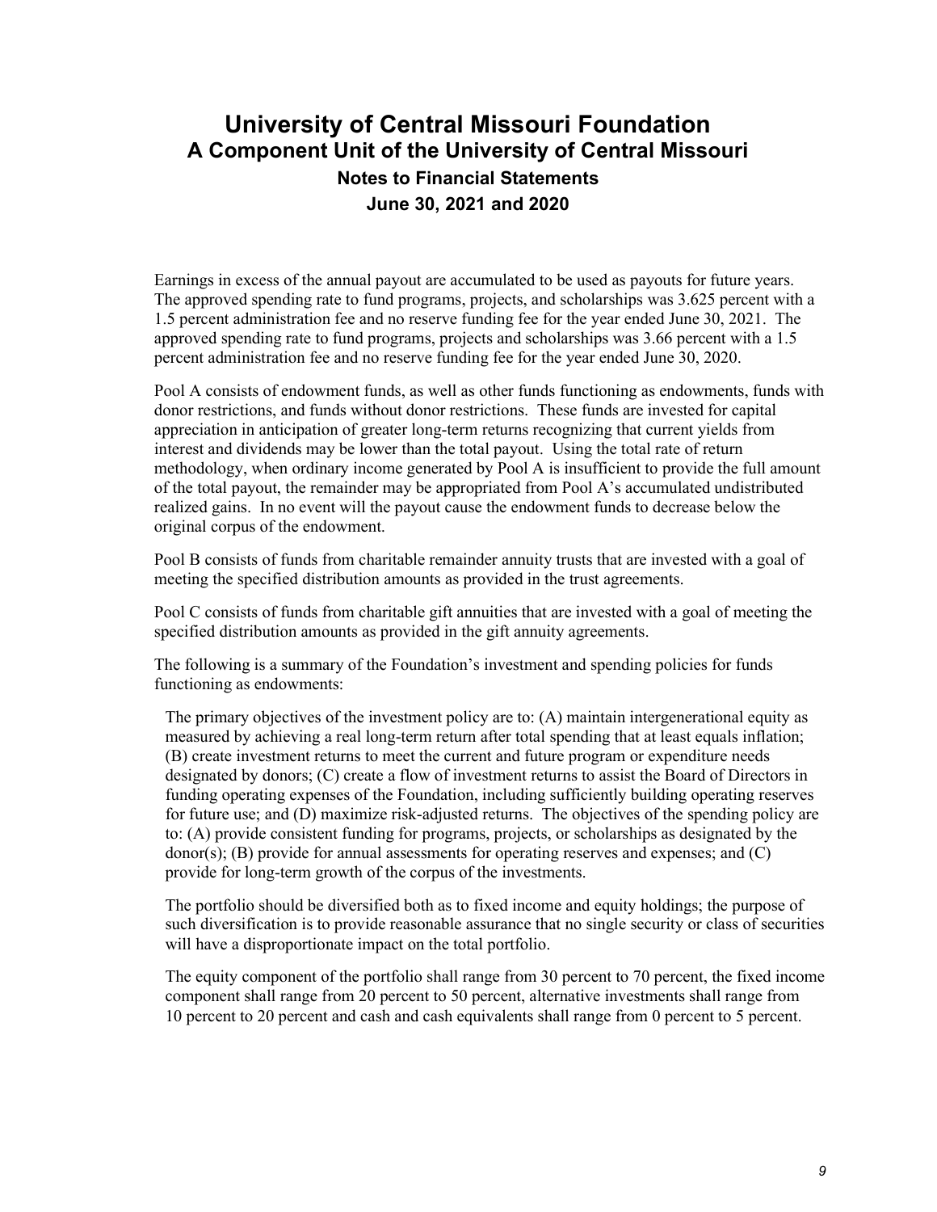Earnings in excess of the annual payout are accumulated to be used as payouts for future years. The approved spending rate to fund programs, projects, and scholarships was 3.625 percent with a 1.5 percent administration fee and no reserve funding fee for the year ended June 30, 2021. The approved spending rate to fund programs, projects and scholarships was 3.66 percent with a 1.5 percent administration fee and no reserve funding fee for the year ended June 30, 2020.

Pool A consists of endowment funds, as well as other funds functioning as endowments, funds with donor restrictions, and funds without donor restrictions. These funds are invested for capital appreciation in anticipation of greater long-term returns recognizing that current yields from interest and dividends may be lower than the total payout. Using the total rate of return methodology, when ordinary income generated by Pool A is insufficient to provide the full amount of the total payout, the remainder may be appropriated from Pool A's accumulated undistributed realized gains. In no event will the payout cause the endowment funds to decrease below the original corpus of the endowment.

Pool B consists of funds from charitable remainder annuity trusts that are invested with a goal of meeting the specified distribution amounts as provided in the trust agreements.

Pool C consists of funds from charitable gift annuities that are invested with a goal of meeting the specified distribution amounts as provided in the gift annuity agreements.

The following is a summary of the Foundation's investment and spending policies for funds functioning as endowments:

> The primary objectives of the investment policy are to: (A) maintain intergenerational equity as measured by achieving a real long-term return after total spending that at least equals inflation; (B) create investment returns to meet the current and future program or expenditure needs designated by donors; (C) create a flow of investment returns to assist the Board of Directors in funding operating expenses of the Foundation, including sufficiently building operating reserves for future use; and (D) maximize risk-adjusted returns. The objectives of the spending policy are to: (A) provide consistent funding for programs, projects, or scholarships as designated by the donor(s); (B) provide for annual assessments for operating reserves and expenses; and (C) provide for long-term growth of the corpus of the investments.
>
> The portfolio should be diversified both as to fixed income and equity holdings; the purpose of such diversification is to provide reasonable assurance that no single security or class of securities will have a disproportionate impact on the total portfolio.
>
> The equity component of the portfolio shall range from 30 percent to 70 percent, the fixed income component shall range from 20 percent to 50 percent, alternative investments shall range from 10 percent to 20 percent and cash and cash equivalents shall range from 0 percent to 5 percent.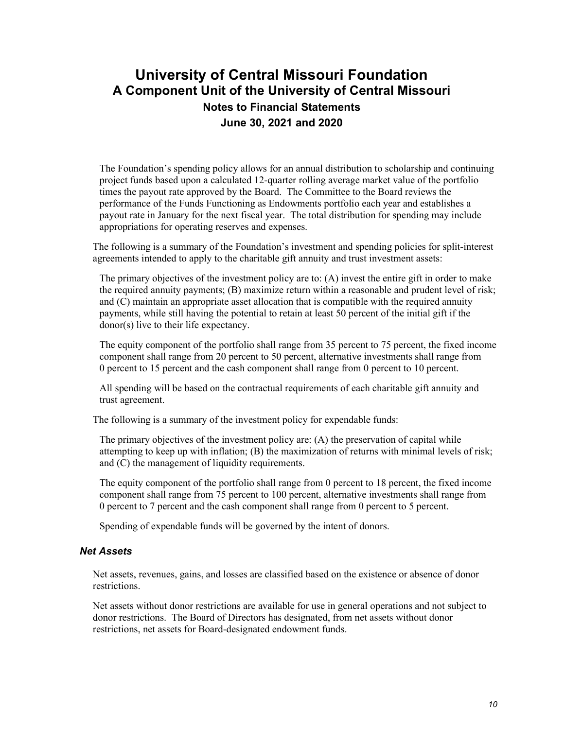The Foundation's spending policy allows for an annual distribution to scholarship and continuing project funds based upon a calculated 12-quarter rolling average market value of the portfolio times the payout rate approved by the Board. The Committee to the Board reviews the performance of the Funds Functioning as Endowments portfolio each year and establishes a payout rate in January for the next fiscal year. The total distribution for spending may include appropriations for operating reserves and expenses.

The following is a summary of the Foundation's investment and spending policies for split-interest agreements intended to apply to the charitable gift annuity and trust investment assets:

The primary objectives of the investment policy are to: (A) invest the entire gift in order to make the required annuity payments; (B) maximize return within a reasonable and prudent level of risk; and (C) maintain an appropriate asset allocation that is compatible with the required annuity payments, while still having the potential to retain at least 50 percent of the initial gift if the donor(s) live to their life expectancy.

The equity component of the portfolio shall range from 35 percent to 75 percent, the fixed income component shall range from 20 percent to 50 percent, alternative investments shall range from 0 percent to 15 percent and the cash component shall range from 0 percent to 10 percent.

All spending will be based on the contractual requirements of each charitable gift annuity and trust agreement.

The following is a summary of the investment policy for expendable funds:

The primary objectives of the investment policy are: (A) the preservation of capital while attempting to keep up with inflation; (B) the maximization of returns with minimal levels of risk; and (C) the management of liquidity requirements.

The equity component of the portfolio shall range from 0 percent to 18 percent, the fixed income component shall range from 75 percent to 100 percent, alternative investments shall range from 0 percent to 7 percent and the cash component shall range from 0 percent to 5 percent.

Spending of expendable funds will be governed by the intent of donors.

### *Net Assets*

Net assets, revenues, gains, and losses are classified based on the existence or absence of donor restrictions.

Net assets without donor restrictions are available for use in general operations and not subject to donor restrictions. The Board of Directors has designated, from net assets without donor restrictions, net assets for Board-designated endowment funds.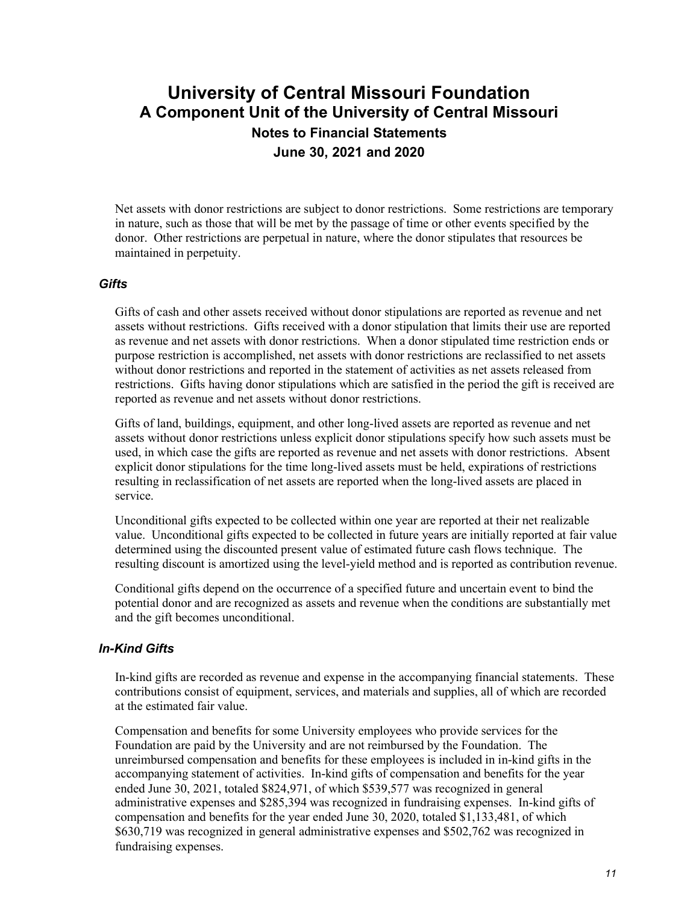Net assets with donor restrictions are subject to donor restrictions. Some restrictions are temporary in nature, such as those that will be met by the passage of time or other events specified by the donor. Other restrictions are perpetual in nature, where the donor stipulates that resources be maintained in perpetuity.

### *Gifts*

Gifts of cash and other assets received without donor stipulations are reported as revenue and net assets without restrictions. Gifts received with a donor stipulation that limits their use are reported as revenue and net assets with donor restrictions. When a donor stipulated time restriction ends or purpose restriction is accomplished, net assets with donor restrictions are reclassified to net assets without donor restrictions and reported in the statement of activities as net assets released from restrictions. Gifts having donor stipulations which are satisfied in the period the gift is received are reported as revenue and net assets without donor restrictions.

Gifts of land, buildings, equipment, and other long-lived assets are reported as revenue and net assets without donor restrictions unless explicit donor stipulations specify how such assets must be used, in which case the gifts are reported as revenue and net assets with donor restrictions. Absent explicit donor stipulations for the time long-lived assets must be held, expirations of restrictions resulting in reclassification of net assets are reported when the long-lived assets are placed in service.

Unconditional gifts expected to be collected within one year are reported at their net realizable value. Unconditional gifts expected to be collected in future years are initially reported at fair value determined using the discounted present value of estimated future cash flows technique. The resulting discount is amortized using the level-yield method and is reported as contribution revenue.

Conditional gifts depend on the occurrence of a specified future and uncertain event to bind the potential donor and are recognized as assets and revenue when the conditions are substantially met and the gift becomes unconditional.

### *In-Kind Gifts*

In-kind gifts are recorded as revenue and expense in the accompanying financial statements. These contributions consist of equipment, services, and materials and supplies, all of which are recorded at the estimated fair value.

Compensation and benefits for some University employees who provide services for the Foundation are paid by the University and are not reimbursed by the Foundation. The unreimbursed compensation and benefits for these employees is included in in-kind gifts in the accompanying statement of activities. In-kind gifts of compensation and benefits for the year ended June 30, 2021, totaled $824,971, of which $539,577 was recognized in general administrative expenses and $285,394 was recognized in fundraising expenses. In-kind gifts of compensation and benefits for the year ended June 30, 2020, totaled $1,133,481, of which $630,719 was recognized in general administrative expenses and $502,762 was recognized in fundraising expenses.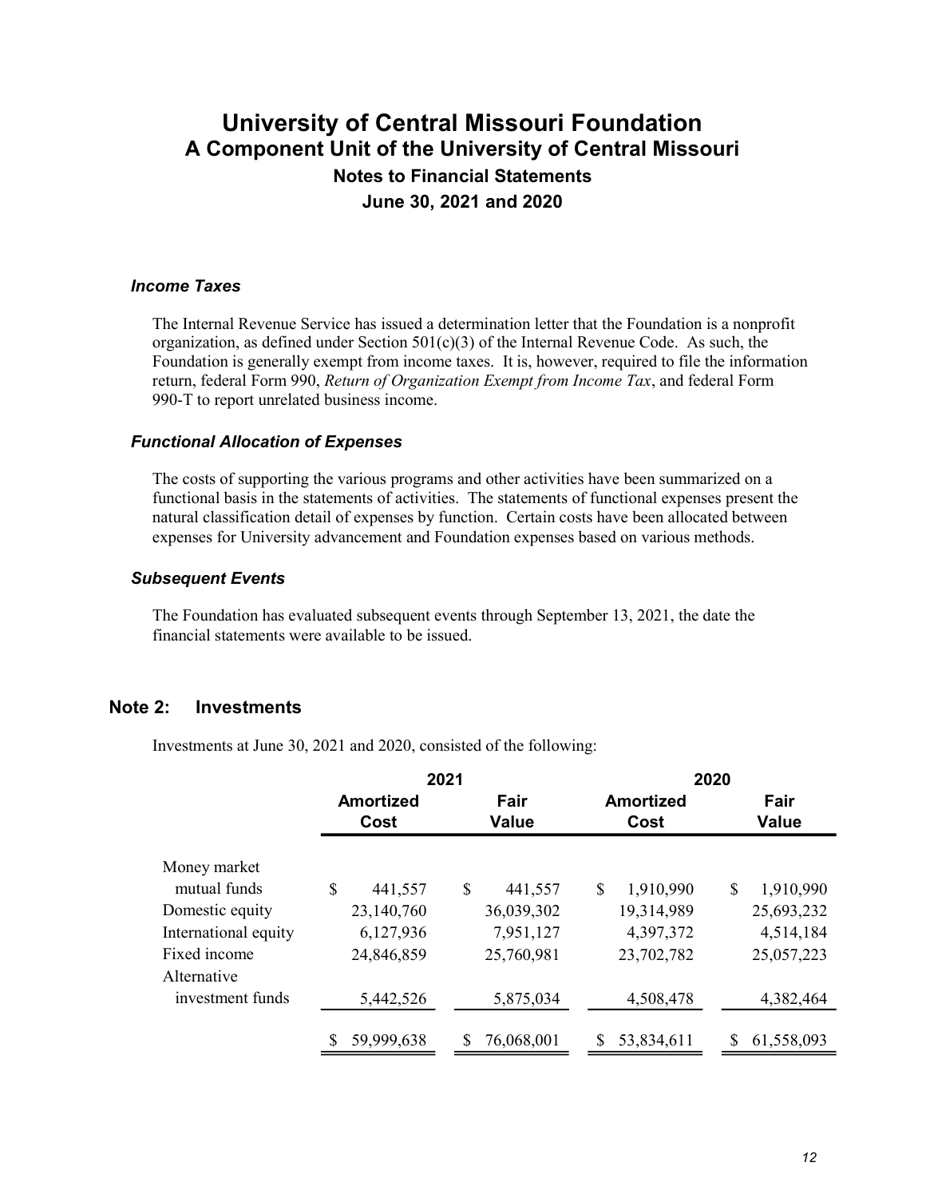### *Income Taxes*

The Internal Revenue Service has issued a determination letter that the Foundation is a nonprofit organization, as defined under Section 501(c)(3) of the Internal Revenue Code. As such, the Foundation is generally exempt from income taxes. It is, however, required to file the information return, federal Form 990, *Return of Organization Exempt from Income Tax*, and federal Form 990-T to report unrelated business income.

### *Functional Allocation of Expenses*

The costs of supporting the various programs and other activities have been summarized on a functional basis in the statements of activities. The statements of functional expenses present the natural classification detail of expenses by function. Certain costs have been allocated between expenses for University advancement and Foundation expenses based on various methods.

### *Subsequent Events*

The Foundation has evaluated subsequent events through September 13, 2021, the date the financial statements were available to be issued.

## Note 2: Investments

Investments at June 30, 2021 and 2020, consisted of the following:

| | 2021 | | 2020 | |
|---|---|---|---|---|
| | Amortized Cost | Fair Value | Amortized Cost | Fair Value |
| Money market mutual funds | $ 441,557 | $ 441,557 | $ 1,910,990 | $ 1,910,990 |
| Domestic equity | 23,140,760 | 36,039,302 | 19,314,989 | 25,693,232 |
| International equity | 6,127,936 | 7,951,127 | 4,397,372 | 4,514,184 |
| Fixed income | 24,846,859 | 25,760,981 | 23,702,782 | 25,057,223 |
| Alternative investment funds | 5,442,526 | 5,875,034 | 4,508,478 | 4,382,464 |
| | $ 59,999,638 | $ 76,068,001 | $ 53,834,611 | $ 61,558,093 |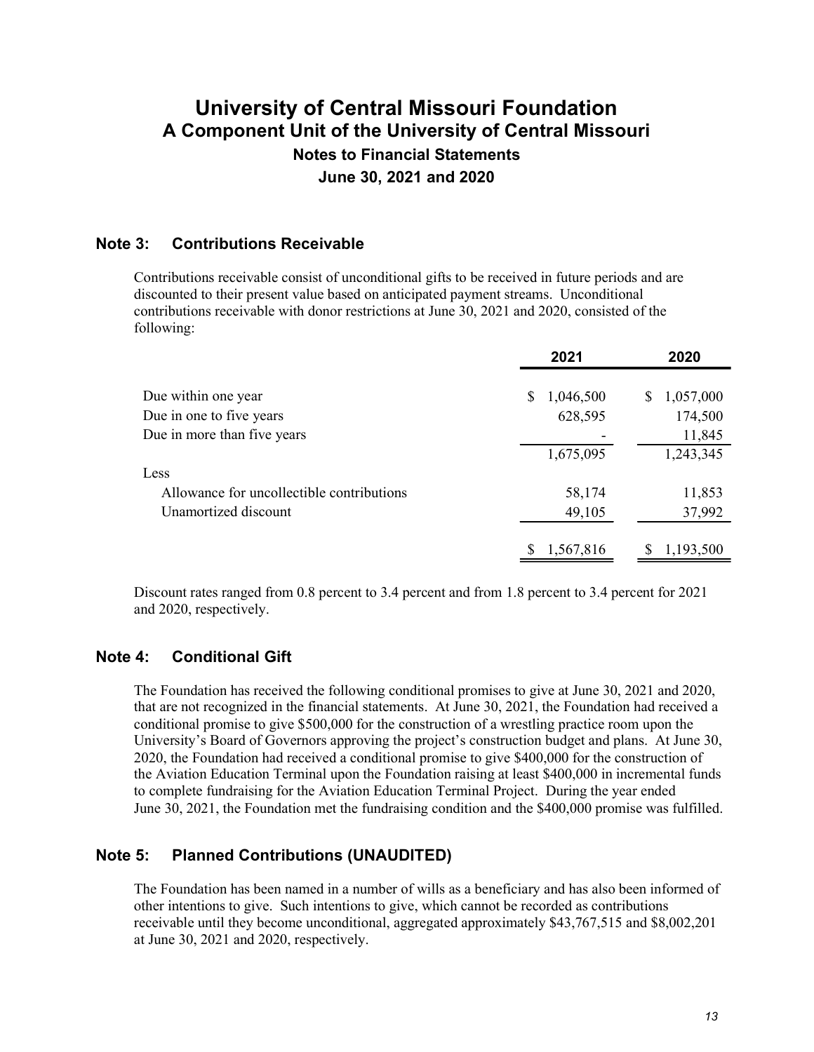# University of Central Missouri Foundation
## A Component Unit of the University of Central Missouri
### Notes to Financial Statements
### June 30, 2021 and 2020

## Note 3: Contributions Receivable

Contributions receivable consist of unconditional gifts to be received in future periods and are discounted to their present value based on anticipated payment streams. Unconditional contributions receivable with donor restrictions at June 30, 2021 and 2020, consisted of the following:

| | 2021 | 2020 |
|---|---|---|
| Due within one year | $ 1,046,500 | $ 1,057,000 |
| Due in one to five years | 628,595 | 174,500 |
| Due in more than five years | - | 11,845 |
| | 1,675,095 | 1,243,345 |
| Less | | |
| Allowance for uncollectible contributions | 58,174 | 11,853 |
| Unamortized discount | 49,105 | 37,992 |
| | $ 1,567,816 | $ 1,193,500 |

Discount rates ranged from 0.8 percent to 3.4 percent and from 1.8 percent to 3.4 percent for 2021 and 2020, respectively.

## Note 4: Conditional Gift

The Foundation has received the following conditional promises to give at June 30, 2021 and 2020, that are not recognized in the financial statements. At June 30, 2021, the Foundation had received a conditional promise to give $500,000 for the construction of a wrestling practice room upon the University's Board of Governors approving the project's construction budget and plans. At June 30, 2020, the Foundation had received a conditional promise to give $400,000 for the construction of the Aviation Education Terminal upon the Foundation raising at least $400,000 in incremental funds to complete fundraising for the Aviation Education Terminal Project. During the year ended June 30, 2021, the Foundation met the fundraising condition and the $400,000 promise was fulfilled.

## Note 5: Planned Contributions (UNAUDITED)

The Foundation has been named in a number of wills as a beneficiary and has also been informed of other intentions to give. Such intentions to give, which cannot be recorded as contributions receivable until they become unconditional, aggregated approximately $43,767,515 and $8,002,201 at June 30, 2021 and 2020, respectively.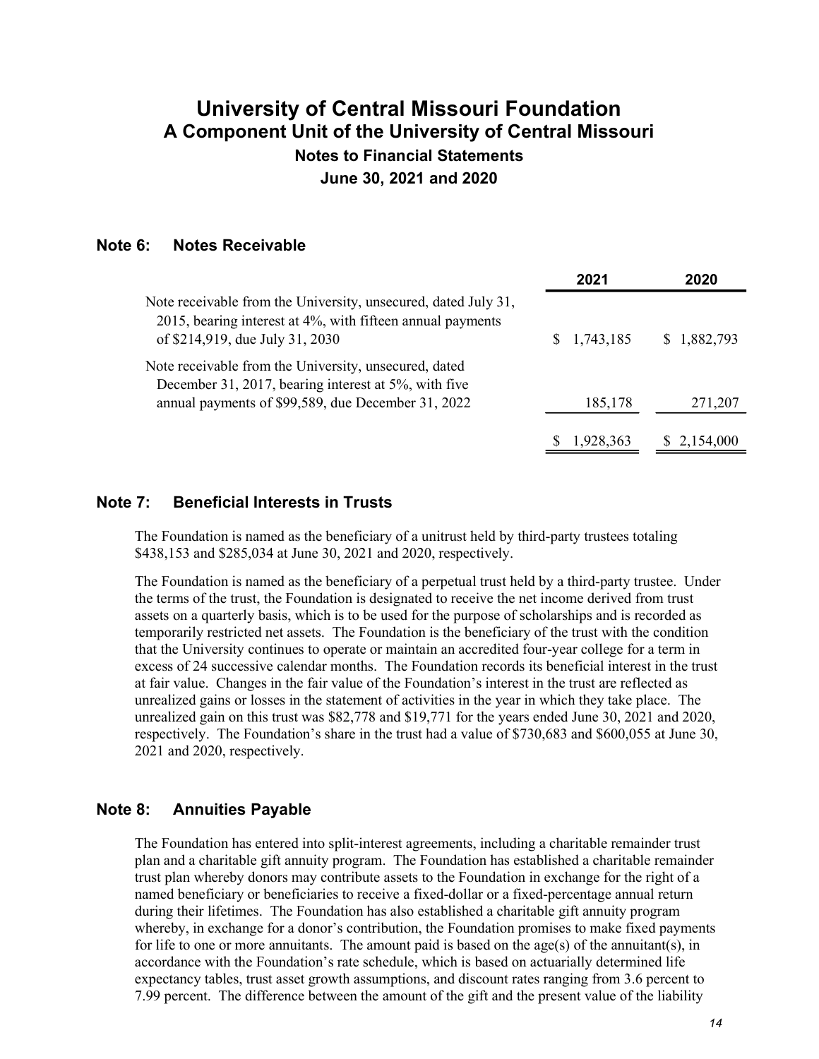## Note 6: Notes Receivable

| | 2021 | 2020 |
|---|---|---|
| Note receivable from the University, unsecured, dated July 31, 2015, bearing interest at 4%, with fifteen annual payments of $214,919, due July 31, 2030 | $ 1,743,185 | $ 1,882,793 |
| Note receivable from the University, unsecured, dated December 31, 2017, bearing interest at 5%, with five annual payments of $99,589, due December 31, 2022 | 185,178 | 271,207 |
| | $ 1,928,363 | $ 2,154,000 |

## Note 7: Beneficial Interests in Trusts

The Foundation is named as the beneficiary of a unitrust held by third-party trustees totaling $438,153 and $285,034 at June 30, 2021 and 2020, respectively.

The Foundation is named as the beneficiary of a perpetual trust held by a third-party trustee. Under the terms of the trust, the Foundation is designated to receive the net income derived from trust assets on a quarterly basis, which is to be used for the purpose of scholarships and is recorded as temporarily restricted net assets. The Foundation is the beneficiary of the trust with the condition that the University continues to operate or maintain an accredited four-year college for a term in excess of 24 successive calendar months. The Foundation records its beneficial interest in the trust at fair value. Changes in the fair value of the Foundation's interest in the trust are reflected as unrealized gains or losses in the statement of activities in the year in which they take place. The unrealized gain on this trust was $82,778 and $19,771 for the years ended June 30, 2021 and 2020, respectively. The Foundation's share in the trust had a value of $730,683 and $600,055 at June 30, 2021 and 2020, respectively.

## Note 8: Annuities Payable

The Foundation has entered into split-interest agreements, including a charitable remainder trust plan and a charitable gift annuity program. The Foundation has established a charitable remainder trust plan whereby donors may contribute assets to the Foundation in exchange for the right of a named beneficiary or beneficiaries to receive a fixed-dollar or a fixed-percentage annual return during their lifetimes. The Foundation has also established a charitable gift annuity program whereby, in exchange for a donor's contribution, the Foundation promises to make fixed payments for life to one or more annuitants. The amount paid is based on the age(s) of the annuitant(s), in accordance with the Foundation's rate schedule, which is based on actuarially determined life expectancy tables, trust asset growth assumptions, and discount rates ranging from 3.6 percent to 7.99 percent. The difference between the amount of the gift and the present value of the liability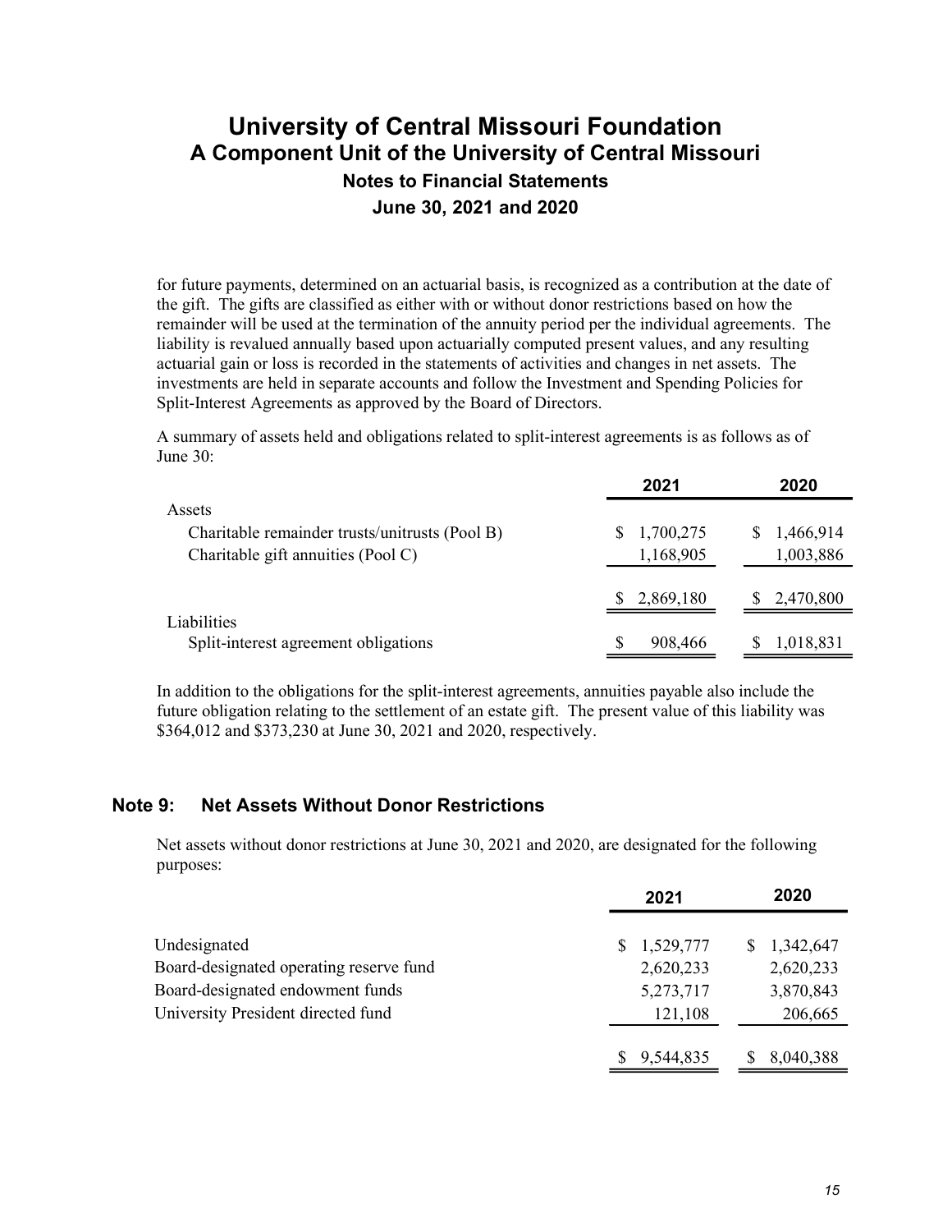for future payments, determined on an actuarial basis, is recognized as a contribution at the date of the gift. The gifts are classified as either with or without donor restrictions based on how the remainder will be used at the termination of the annuity period per the individual agreements. The liability is revalued annually based upon actuarially computed present values, and any resulting actuarial gain or loss is recorded in the statements of activities and changes in net assets. The investments are held in separate accounts and follow the Investment and Spending Policies for Split-Interest Agreements as approved by the Board of Directors.

A summary of assets held and obligations related to split-interest agreements is as follows as of June 30:

| | 2021 | 2020 |
|---|---|---|
| Assets | | |
| Charitable remainder trusts/unitrusts (Pool B) | $ 1,700,275 | $ 1,466,914 |
| Charitable gift annuities (Pool C) | 1,168,905 | 1,003,886 |
| | $ 2,869,180 | $ 2,470,800 |
| Liabilities | | |
| Split-interest agreement obligations | $ 908,466 | $ 1,018,831 |

In addition to the obligations for the split-interest agreements, annuities payable also include the future obligation relating to the settlement of an estate gift. The present value of this liability was $364,012 and $373,230 at June 30, 2021 and 2020, respectively.

## Note 9: Net Assets Without Donor Restrictions

Net assets without donor restrictions at June 30, 2021 and 2020, are designated for the following purposes:

| | 2021 | 2020 |
|---|---|---|
| Undesignated | $ 1,529,777 | $ 1,342,647 |
| Board-designated operating reserve fund | 2,620,233 | 2,620,233 |
| Board-designated endowment funds | 5,273,717 | 3,870,843 |
| University President directed fund | 121,108 | 206,665 |
| | $ 9,544,835 | $ 8,040,388 |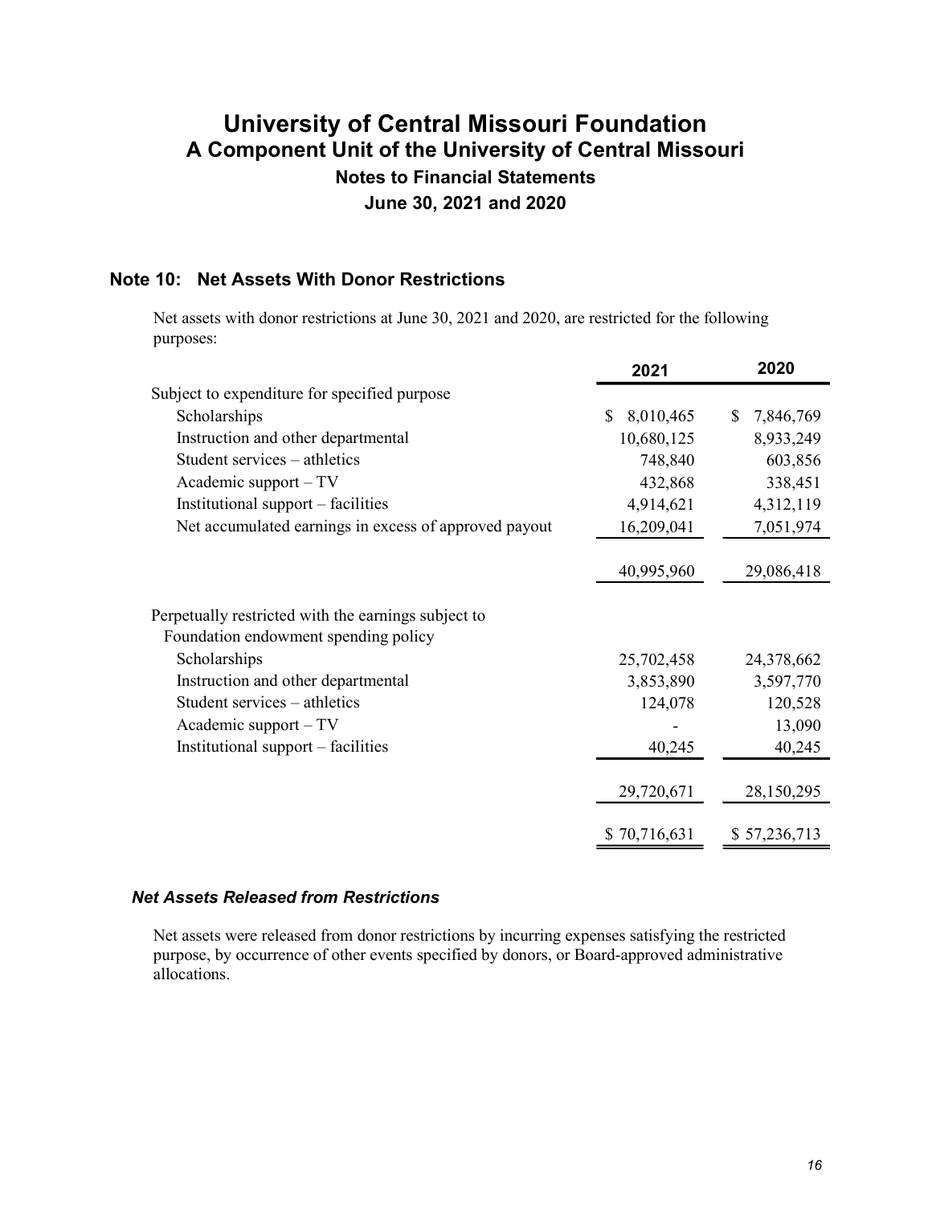# University of Central Missouri Foundation
## A Component Unit of the University of Central Missouri
### Notes to Financial Statements
### June 30, 2021 and 2020

## Note 10: Net Assets With Donor Restrictions

Net assets with donor restrictions at June 30, 2021 and 2020, are restricted for the following purposes:

| | 2021 | 2020 |
|---|---|---|
| Subject to expenditure for specified purpose | | |
| Scholarships | $ 8,010,465 | $ 7,846,769 |
| Instruction and other departmental | 10,680,125 | 8,933,249 |
| Student services – athletics | 748,840 | 603,856 |
| Academic support – TV | 432,868 | 338,451 |
| Institutional support – facilities | 4,914,621 | 4,312,119 |
| Net accumulated earnings in excess of approved payout | 16,209,041 | 7,051,974 |
| | 40,995,960 | 29,086,418 |
| Perpetually restricted with the earnings subject to Foundation endowment spending policy | | |
| Scholarships | 25,702,458 | 24,378,662 |
| Instruction and other departmental | 3,853,890 | 3,597,770 |
| Student services – athletics | 124,078 | 120,528 |
| Academic support – TV | - | 13,090 |
| Institutional support – facilities | 40,245 | 40,245 |
| | 29,720,671 | 28,150,295 |
| | $ 70,716,631 | $ 57,236,713 |

### *Net Assets Released from Restrictions*

Net assets were released from donor restrictions by incurring expenses satisfying the restricted purpose, by occurrence of other events specified by donors, or Board-approved administrative allocations.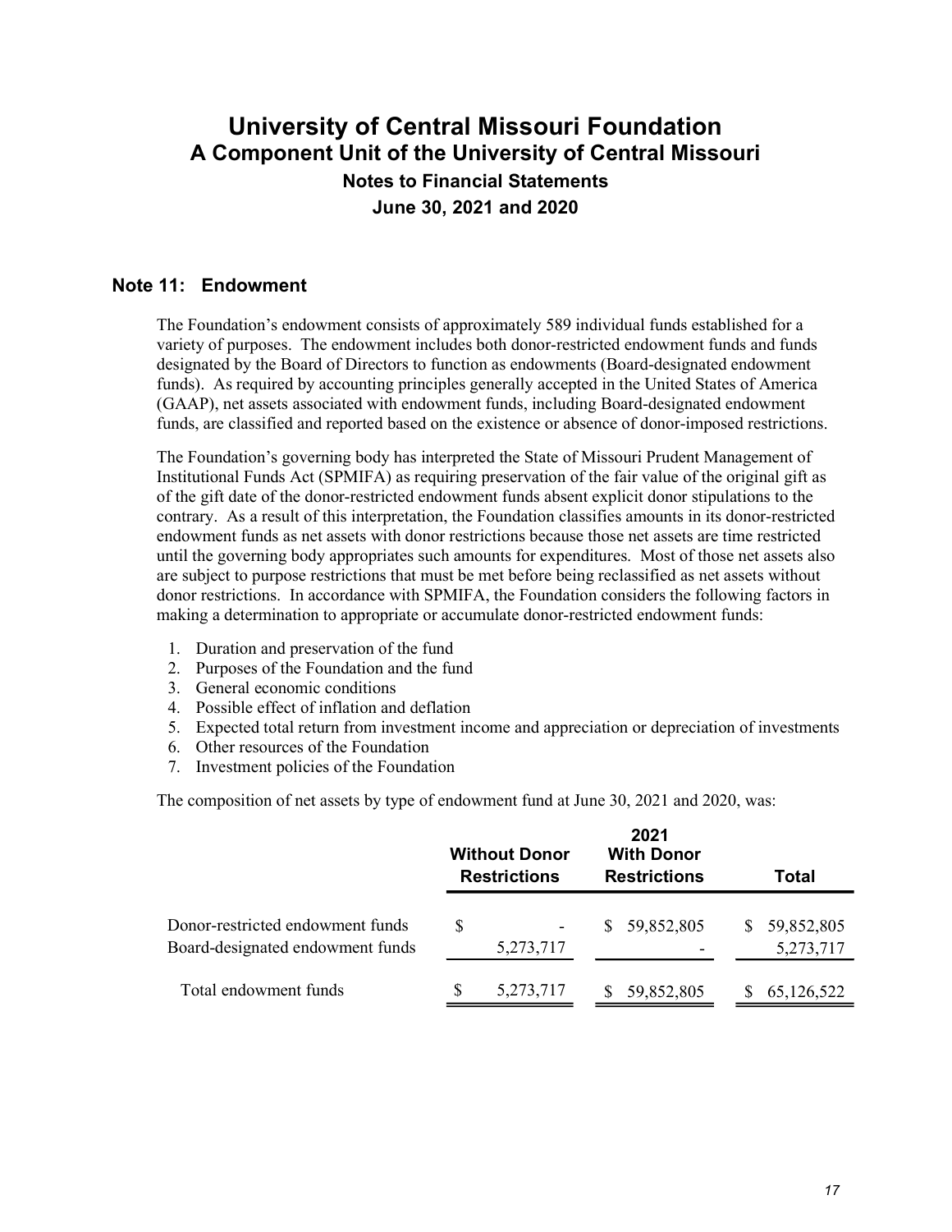# University of Central Missouri Foundation
## A Component Unit of the University of Central Missouri
### Notes to Financial Statements
### June 30, 2021 and 2020

## Note 11: Endowment

The Foundation's endowment consists of approximately 589 individual funds established for a variety of purposes. The endowment includes both donor-restricted endowment funds and funds designated by the Board of Directors to function as endowments (Board-designated endowment funds). As required by accounting principles generally accepted in the United States of America (GAAP), net assets associated with endowment funds, including Board-designated endowment funds, are classified and reported based on the existence or absence of donor-imposed restrictions.

The Foundation's governing body has interpreted the State of Missouri Prudent Management of Institutional Funds Act (SPMIFA) as requiring preservation of the fair value of the original gift as of the gift date of the donor-restricted endowment funds absent explicit donor stipulations to the contrary. As a result of this interpretation, the Foundation classifies amounts in its donor-restricted endowment funds as net assets with donor restrictions because those net assets are time restricted until the governing body appropriates such amounts for expenditures. Most of those net assets also are subject to purpose restrictions that must be met before being reclassified as net assets without donor restrictions. In accordance with SPMIFA, the Foundation considers the following factors in making a determination to appropriate or accumulate donor-restricted endowment funds:

1. Duration and preservation of the fund
2. Purposes of the Foundation and the fund
3. General economic conditions
4. Possible effect of inflation and deflation
5. Expected total return from investment income and appreciation or depreciation of investments
6. Other resources of the Foundation
7. Investment policies of the Foundation

The composition of net assets by type of endowment fund at June 30, 2021 and 2020, was:

| | | 2021 | |
|---|---|---|---|
| | Without Donor Restrictions | With Donor Restrictions | Total |
| Donor-restricted endowment funds | $ - | $ 59,852,805 | $ 59,852,805 |
| Board-designated endowment funds | 5,273,717 | - | 5,273,717 |
| Total endowment funds | $ 5,273,717 | $ 59,852,805 | $ 65,126,522 |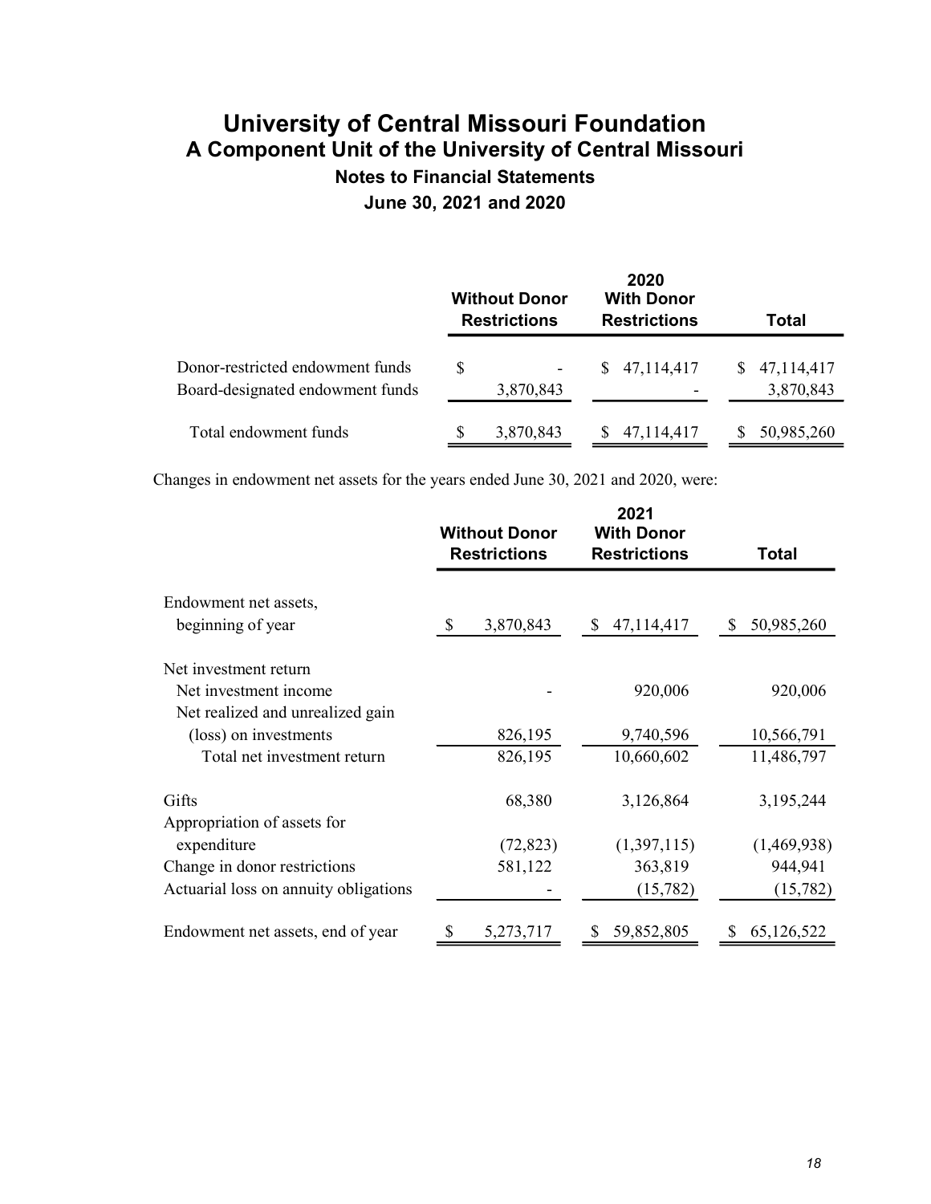# University of Central Missouri Foundation

## A Component Unit of the University of Central Missouri

### Notes to Financial Statements

### June 30, 2021 and 2020

| | 2020 | | |
|---|---|---|---|
| | Without Donor Restrictions | With Donor Restrictions | Total |
| Donor-restricted endowment funds | $ - | $ 47,114,417 | $ 47,114,417 |
| Board-designated endowment funds | 3,870,843 | - | 3,870,843 |
| Total endowment funds | $ 3,870,843 | $ 47,114,417 | $ 50,985,260 |

Changes in endowment net assets for the years ended June 30, 2021 and 2020, were:

| | 2021 | | |
|---|---|---|---|
| | Without Donor Restrictions | With Donor Restrictions | Total |
| Endowment net assets, beginning of year | $ 3,870,843 | $ 47,114,417 | $ 50,985,260 |
| Net investment return | | | |
| Net investment income | - | 920,006 | 920,006 |
| Net realized and unrealized gain (loss) on investments | 826,195 | 9,740,596 | 10,566,791 |
| Total net investment return | 826,195 | 10,660,602 | 11,486,797 |
| Gifts | 68,380 | 3,126,864 | 3,195,244 |
| Appropriation of assets for expenditure | (72,823) | (1,397,115) | (1,469,938) |
| Change in donor restrictions | 581,122 | 363,819 | 944,941 |
| Actuarial loss on annuity obligations | - | (15,782) | (15,782) |
| Endowment net assets, end of year | $ 5,273,717 | $ 59,852,805 | $ 65,126,522 |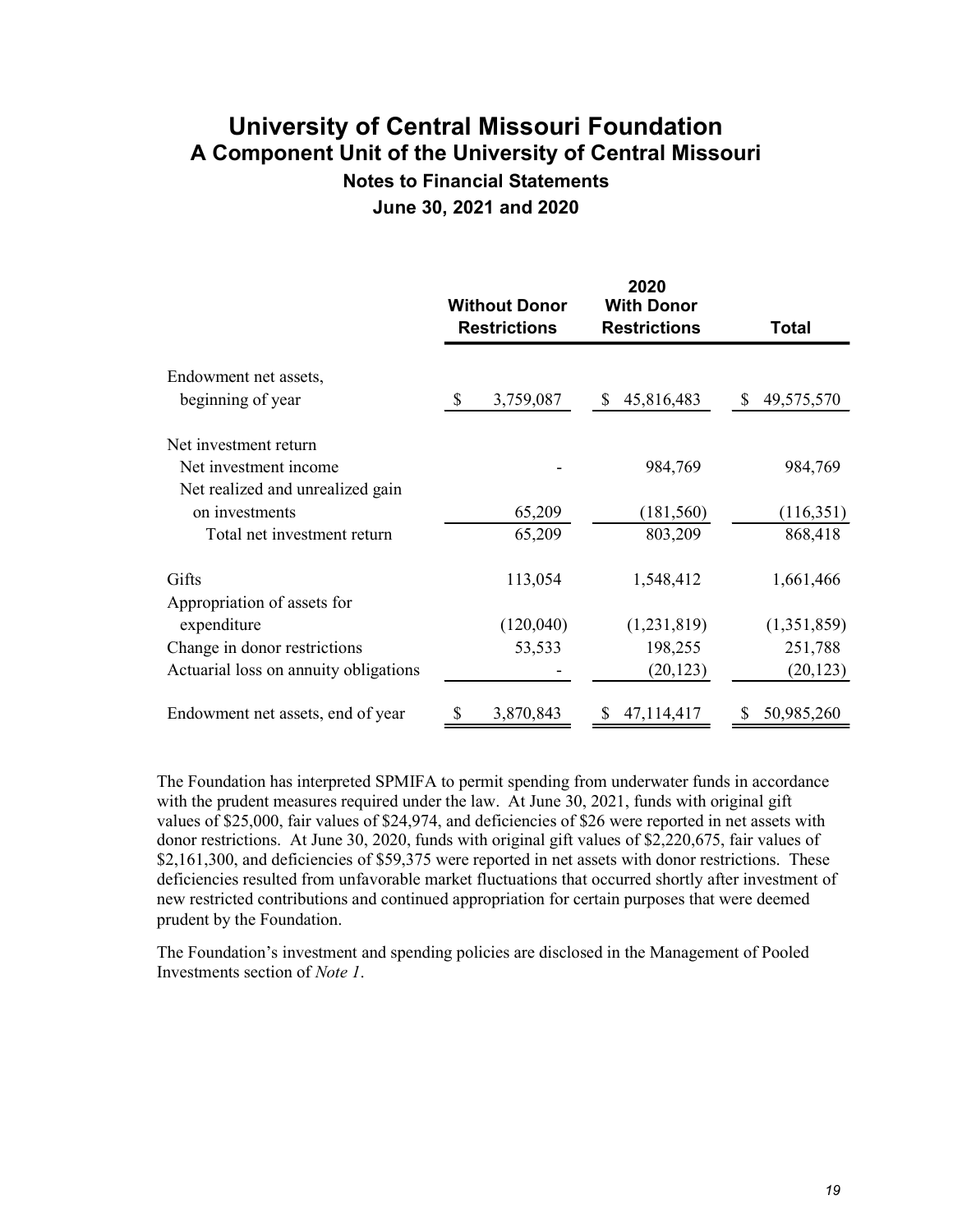# University of Central Missouri Foundation
## A Component Unit of the University of Central Missouri
### Notes to Financial Statements
### June 30, 2021 and 2020

| | 2020 | | |
|---|---|---|---|
| | **Without Donor Restrictions** | **With Donor Restrictions** | **Total** |
| Endowment net assets, beginning of year | $ 3,759,087 | $ 45,816,483 | $ 49,575,570 |
| Net investment return | | | |
| Net investment income | - | 984,769 | 984,769 |
| Net realized and unrealized gain on investments | 65,209 | (181,560) | (116,351) |
| Total net investment return | 65,209 | 803,209 | 868,418 |
| Gifts | 113,054 | 1,548,412 | 1,661,466 |
| Appropriation of assets for expenditure | (120,040) | (1,231,819) | (1,351,859) |
| Change in donor restrictions | 53,533 | 198,255 | 251,788 |
| Actuarial loss on annuity obligations | - | (20,123) | (20,123) |
| Endowment net assets, end of year | $ 3,870,843 | $ 47,114,417 | $ 50,985,260 |

The Foundation has interpreted SPMIFA to permit spending from underwater funds in accordance with the prudent measures required under the law. At June 30, 2021, funds with original gift values of $25,000, fair values of $24,974, and deficiencies of $26 were reported in net assets with donor restrictions. At June 30, 2020, funds with original gift values of $2,220,675, fair values of $2,161,300, and deficiencies of $59,375 were reported in net assets with donor restrictions. These deficiencies resulted from unfavorable market fluctuations that occurred shortly after investment of new restricted contributions and continued appropriation for certain purposes that were deemed prudent by the Foundation.

The Foundation's investment and spending policies are disclosed in the Management of Pooled Investments section of *Note 1*.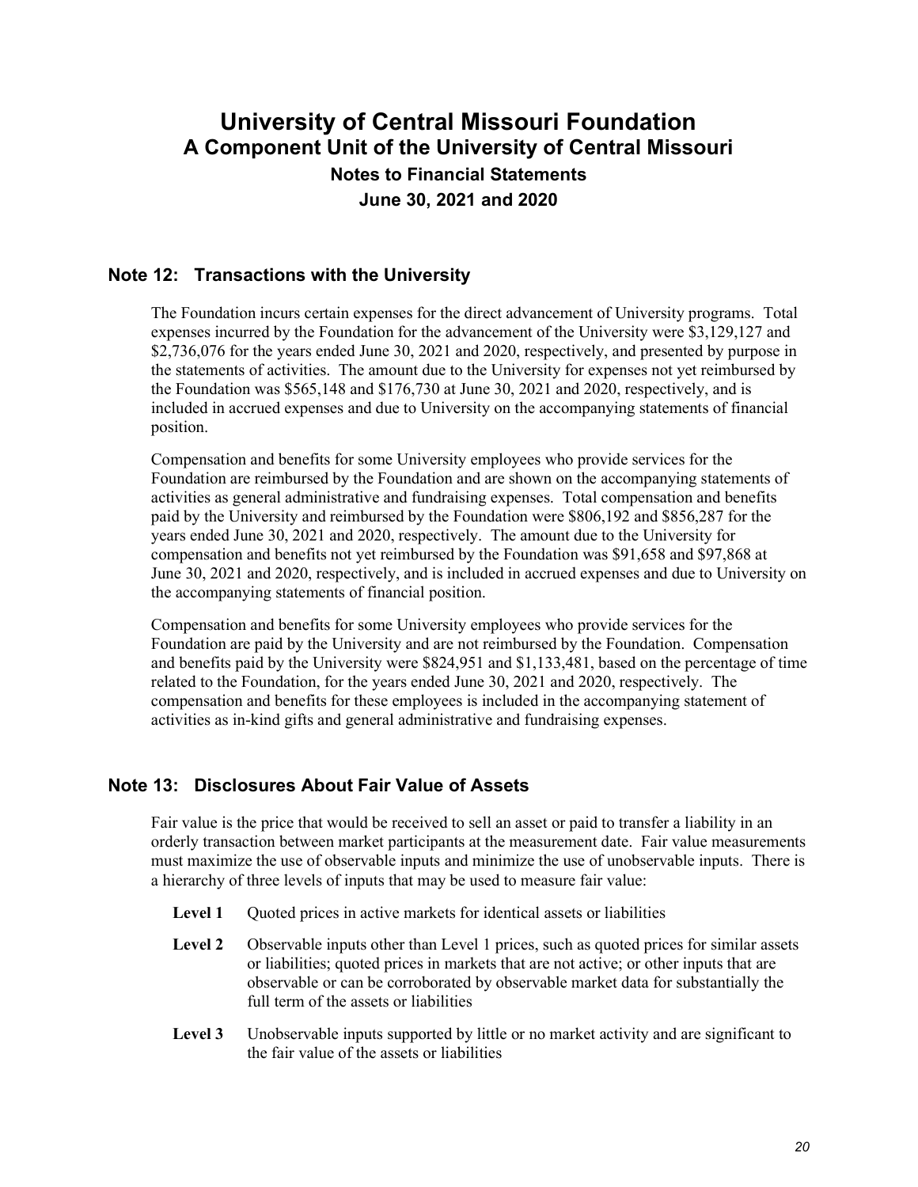# University of Central Missouri Foundation
## A Component Unit of the University of Central Missouri
### Notes to Financial Statements
### June 30, 2021 and 2020

## Note 12: Transactions with the University

The Foundation incurs certain expenses for the direct advancement of University programs. Total expenses incurred by the Foundation for the advancement of the University were $3,129,127 and $2,736,076 for the years ended June 30, 2021 and 2020, respectively, and presented by purpose in the statements of activities. The amount due to the University for expenses not yet reimbursed by the Foundation was $565,148 and $176,730 at June 30, 2021 and 2020, respectively, and is included in accrued expenses and due to University on the accompanying statements of financial position.

Compensation and benefits for some University employees who provide services for the Foundation are reimbursed by the Foundation and are shown on the accompanying statements of activities as general administrative and fundraising expenses. Total compensation and benefits paid by the University and reimbursed by the Foundation were $806,192 and $856,287 for the years ended June 30, 2021 and 2020, respectively. The amount due to the University for compensation and benefits not yet reimbursed by the Foundation was $91,658 and $97,868 at June 30, 2021 and 2020, respectively, and is included in accrued expenses and due to University on the accompanying statements of financial position.

Compensation and benefits for some University employees who provide services for the Foundation are paid by the University and are not reimbursed by the Foundation. Compensation and benefits paid by the University were $824,951 and $1,133,481, based on the percentage of time related to the Foundation, for the years ended June 30, 2021 and 2020, respectively. The compensation and benefits for these employees is included in the accompanying statement of activities as in-kind gifts and general administrative and fundraising expenses.

## Note 13: Disclosures About Fair Value of Assets

Fair value is the price that would be received to sell an asset or paid to transfer a liability in an orderly transaction between market participants at the measurement date. Fair value measurements must maximize the use of observable inputs and minimize the use of unobservable inputs. There is a hierarchy of three levels of inputs that may be used to measure fair value:

**Level 1** Quoted prices in active markets for identical assets or liabilities

**Level 2** Observable inputs other than Level 1 prices, such as quoted prices for similar assets or liabilities; quoted prices in markets that are not active; or other inputs that are observable or can be corroborated by observable market data for substantially the full term of the assets or liabilities

**Level 3** Unobservable inputs supported by little or no market activity and are significant to the fair value of the assets or liabilities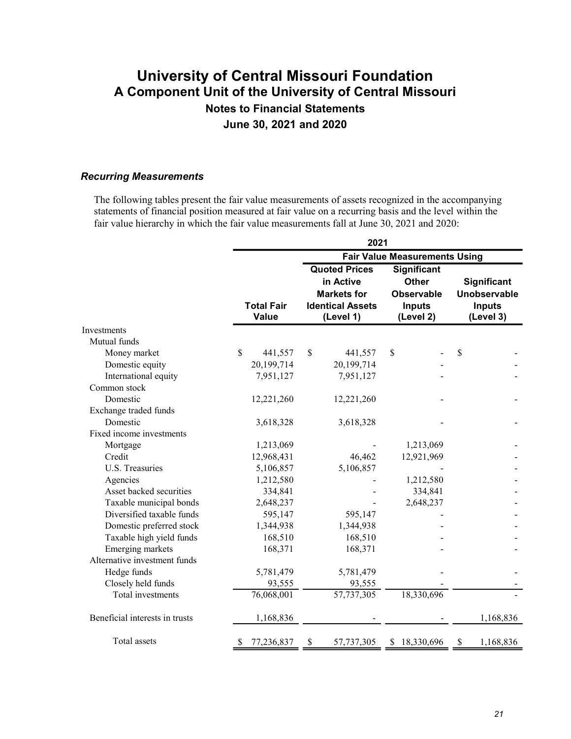# University of Central Missouri Foundation
## A Component Unit of the University of Central Missouri
### Notes to Financial Statements
### June 30, 2021 and 2020

### *Recurring Measurements*

The following tables present the fair value measurements of assets recognized in the accompanying statements of financial position measured at fair value on a recurring basis and the level within the fair value hierarchy in which the fair value measurements fall at June 30, 2021 and 2020:

| | 2021 | | | |
|---|---|---|---|---|
| | | Fair Value Measurements Using | | |
| | Total Fair Value | Quoted Prices in Active Markets for Identical Assets (Level 1) | Significant Other Observable Inputs (Level 2) | Significant Unobservable Inputs (Level 3) |
| Investments | | | | |
| Mutual funds | | | | |
| Money market | $ 441,557 | $ 441,557 | $ - | $ - |
| Domestic equity | 20,199,714 | 20,199,714 | - | - |
| International equity | 7,951,127 | 7,951,127 | - | - |
| Common stock | | | | |
| Domestic | 12,221,260 | 12,221,260 | - | - |
| Exchange traded funds | | | | |
| Domestic | 3,618,328 | 3,618,328 | - | - |
| Fixed income investments | | | | |
| Mortgage | 1,213,069 | - | 1,213,069 | - |
| Credit | 12,968,431 | 46,462 | 12,921,969 | - |
| U.S. Treasuries | 5,106,857 | 5,106,857 | - | - |
| Agencies | 1,212,580 | - | 1,212,580 | - |
| Asset backed securities | 334,841 | - | 334,841 | - |
| Taxable municipal bonds | 2,648,237 | - | 2,648,237 | - |
| Diversified taxable funds | 595,147 | 595,147 | - | - |
| Domestic preferred stock | 1,344,938 | 1,344,938 | - | - |
| Taxable high yield funds | 168,510 | 168,510 | - | - |
| Emerging markets | 168,371 | 168,371 | - | - |
| Alternative investment funds | | | | |
| Hedge funds | 5,781,479 | 5,781,479 | - | - |
| Closely held funds | 93,555 | 93,555 | - | - |
| Total investments | 76,068,001 | 57,737,305 | 18,330,696 | - |
| Beneficial interests in trusts | 1,168,836 | - | - | 1,168,836 |
| Total assets | $ 77,236,837 | $ 57,737,305 | $ 18,330,696 | $ 1,168,836 |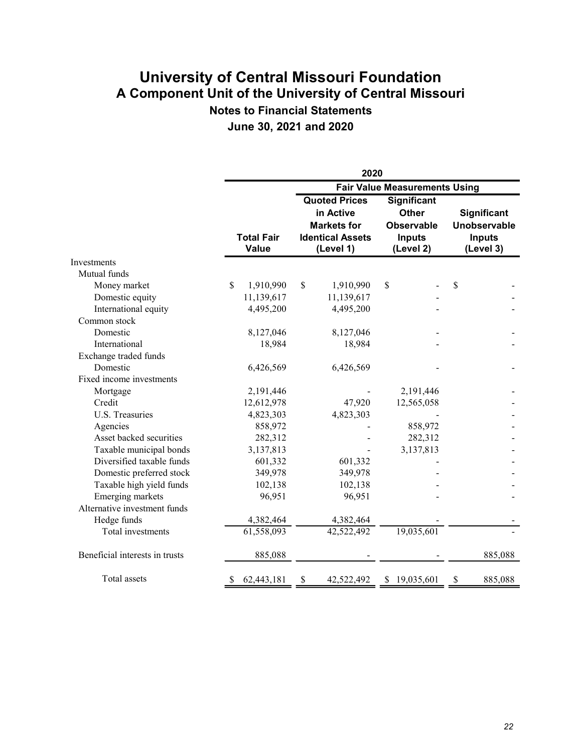# University of Central Missouri Foundation
## A Component Unit of the University of Central Missouri
### Notes to Financial Statements
### June 30, 2021 and 2020

| | 2020 | | | |
|---|---|---|---|---|
| | | Fair Value Measurements Using | | |
| | Total Fair Value | Quoted Prices in Active Markets for Identical Assets (Level 1) | Significant Other Observable Inputs (Level 2) | Significant Unobservable Inputs (Level 3) |
| Investments | | | | |
| Mutual funds | | | | |
| Money market | $ 1,910,990 | $ 1,910,990 | $ - | $ - |
| Domestic equity | 11,139,617 | 11,139,617 | - | - |
| International equity | 4,495,200 | 4,495,200 | - | - |
| Common stock | | | | |
| Domestic | 8,127,046 | 8,127,046 | - | - |
| International | 18,984 | 18,984 | - | - |
| Exchange traded funds | | | | |
| Domestic | 6,426,569 | 6,426,569 | - | - |
| Fixed income investments | | | | |
| Mortgage | 2,191,446 | - | 2,191,446 | - |
| Credit | 12,612,978 | 47,920 | 12,565,058 | - |
| U.S. Treasuries | 4,823,303 | 4,823,303 | - | - |
| Agencies | 858,972 | - | 858,972 | - |
| Asset backed securities | 282,312 | - | 282,312 | - |
| Taxable municipal bonds | 3,137,813 | - | 3,137,813 | - |
| Diversified taxable funds | 601,332 | 601,332 | - | - |
| Domestic preferred stock | 349,978 | 349,978 | - | - |
| Taxable high yield funds | 102,138 | 102,138 | - | - |
| Emerging markets | 96,951 | 96,951 | - | - |
| Alternative investment funds | | | | |
| Hedge funds | 4,382,464 | 4,382,464 | - | - |
| Total investments | 61,558,093 | 42,522,492 | 19,035,601 | - |
| Beneficial interests in trusts | 885,088 | - | - | 885,088 |
| Total assets | $ 62,443,181 | $ 42,522,492 | $ 19,035,601 | $ 885,088 |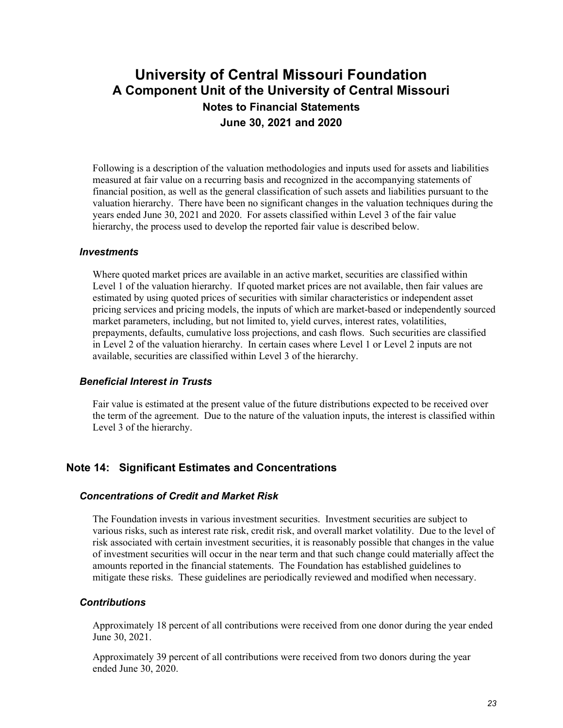Following is a description of the valuation methodologies and inputs used for assets and liabilities measured at fair value on a recurring basis and recognized in the accompanying statements of financial position, as well as the general classification of such assets and liabilities pursuant to the valuation hierarchy. There have been no significant changes in the valuation techniques during the years ended June 30, 2021 and 2020. For assets classified within Level 3 of the fair value hierarchy, the process used to develop the reported fair value is described below.

### *Investments*

Where quoted market prices are available in an active market, securities are classified within Level 1 of the valuation hierarchy. If quoted market prices are not available, then fair values are estimated by using quoted prices of securities with similar characteristics or independent asset pricing services and pricing models, the inputs of which are market-based or independently sourced market parameters, including, but not limited to, yield curves, interest rates, volatilities, prepayments, defaults, cumulative loss projections, and cash flows. Such securities are classified in Level 2 of the valuation hierarchy. In certain cases where Level 1 or Level 2 inputs are not available, securities are classified within Level 3 of the hierarchy.

### *Beneficial Interest in Trusts*

Fair value is estimated at the present value of the future distributions expected to be received over the term of the agreement. Due to the nature of the valuation inputs, the interest is classified within Level 3 of the hierarchy.

## Note 14: Significant Estimates and Concentrations

### *Concentrations of Credit and Market Risk*

The Foundation invests in various investment securities. Investment securities are subject to various risks, such as interest rate risk, credit risk, and overall market volatility. Due to the level of risk associated with certain investment securities, it is reasonably possible that changes in the value of investment securities will occur in the near term and that such change could materially affect the amounts reported in the financial statements. The Foundation has established guidelines to mitigate these risks. These guidelines are periodically reviewed and modified when necessary.

### *Contributions*

Approximately 18 percent of all contributions were received from one donor during the year ended June 30, 2021.

Approximately 39 percent of all contributions were received from two donors during the year ended June 30, 2020.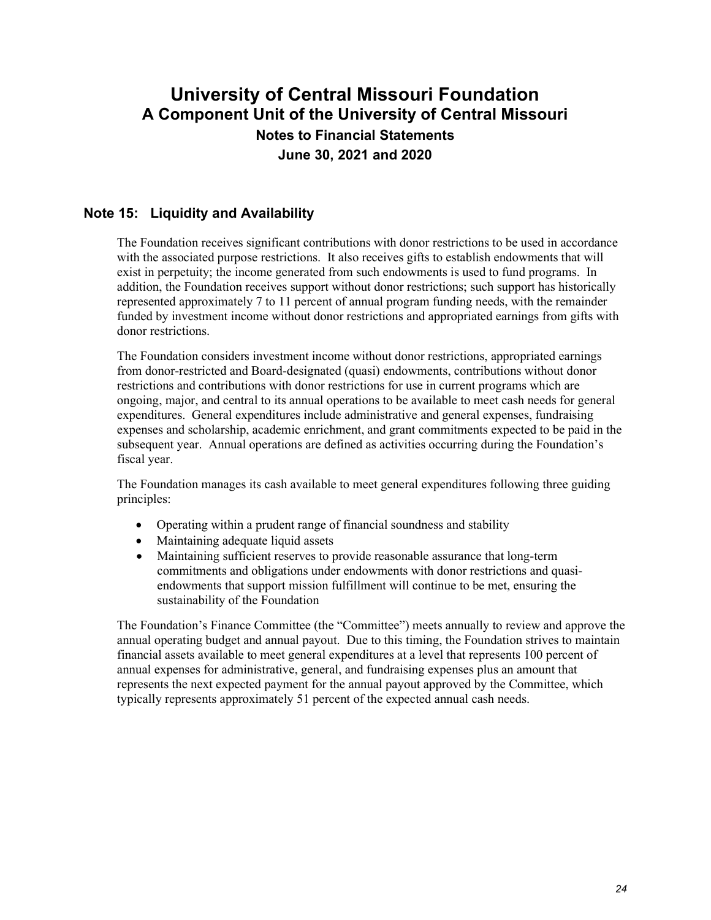## Note 15: Liquidity and Availability

The Foundation receives significant contributions with donor restrictions to be used in accordance with the associated purpose restrictions. It also receives gifts to establish endowments that will exist in perpetuity; the income generated from such endowments is used to fund programs. In addition, the Foundation receives support without donor restrictions; such support has historically represented approximately 7 to 11 percent of annual program funding needs, with the remainder funded by investment income without donor restrictions and appropriated earnings from gifts with donor restrictions.

The Foundation considers investment income without donor restrictions, appropriated earnings from donor-restricted and Board-designated (quasi) endowments, contributions without donor restrictions and contributions with donor restrictions for use in current programs which are ongoing, major, and central to its annual operations to be available to meet cash needs for general expenditures. General expenditures include administrative and general expenses, fundraising expenses and scholarship, academic enrichment, and grant commitments expected to be paid in the subsequent year. Annual operations are defined as activities occurring during the Foundation's fiscal year.

The Foundation manages its cash available to meet general expenditures following three guiding principles:

- Operating within a prudent range of financial soundness and stability
- Maintaining adequate liquid assets
- Maintaining sufficient reserves to provide reasonable assurance that long-term commitments and obligations under endowments with donor restrictions and quasi-endowments that support mission fulfillment will continue to be met, ensuring the sustainability of the Foundation

The Foundation's Finance Committee (the "Committee") meets annually to review and approve the annual operating budget and annual payout. Due to this timing, the Foundation strives to maintain financial assets available to meet general expenditures at a level that represents 100 percent of annual expenses for administrative, general, and fundraising expenses plus an amount that represents the next expected payment for the annual payout approved by the Committee, which typically represents approximately 51 percent of the expected annual cash needs.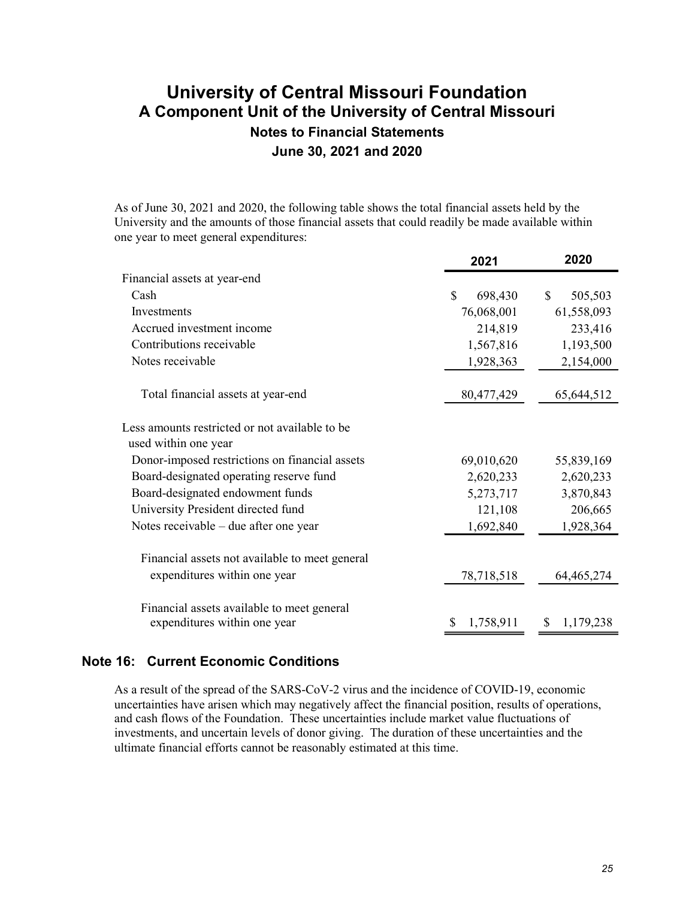As of June 30, 2021 and 2020, the following table shows the total financial assets held by the University and the amounts of those financial assets that could readily be made available within one year to meet general expenditures:

| | 2021 | 2020 |
|---|---|---|
| Financial assets at year-end | | |
| Cash | $ 698,430 | $ 505,503 |
| Investments | 76,068,001 | 61,558,093 |
| Accrued investment income | 214,819 | 233,416 |
| Contributions receivable | 1,567,816 | 1,193,500 |
| Notes receivable | 1,928,363 | 2,154,000 |
| Total financial assets at year-end | 80,477,429 | 65,644,512 |
| Less amounts restricted or not available to be used within one year | | |
| Donor-imposed restrictions on financial assets | 69,010,620 | 55,839,169 |
| Board-designated operating reserve fund | 2,620,233 | 2,620,233 |
| Board-designated endowment funds | 5,273,717 | 3,870,843 |
| University President directed fund | 121,108 | 206,665 |
| Notes receivable – due after one year | 1,692,840 | 1,928,364 |
| Financial assets not available to meet general expenditures within one year | 78,718,518 | 64,465,274 |
| Financial assets available to meet general expenditures within one year | $ 1,758,911 | $ 1,179,238 |

## Note 16: Current Economic Conditions

As a result of the spread of the SARS-CoV-2 virus and the incidence of COVID-19, economic uncertainties have arisen which may negatively affect the financial position, results of operations, and cash flows of the Foundation. These uncertainties include market value fluctuations of investments, and uncertain levels of donor giving. The duration of these uncertainties and the ultimate financial efforts cannot be reasonably estimated at this time.